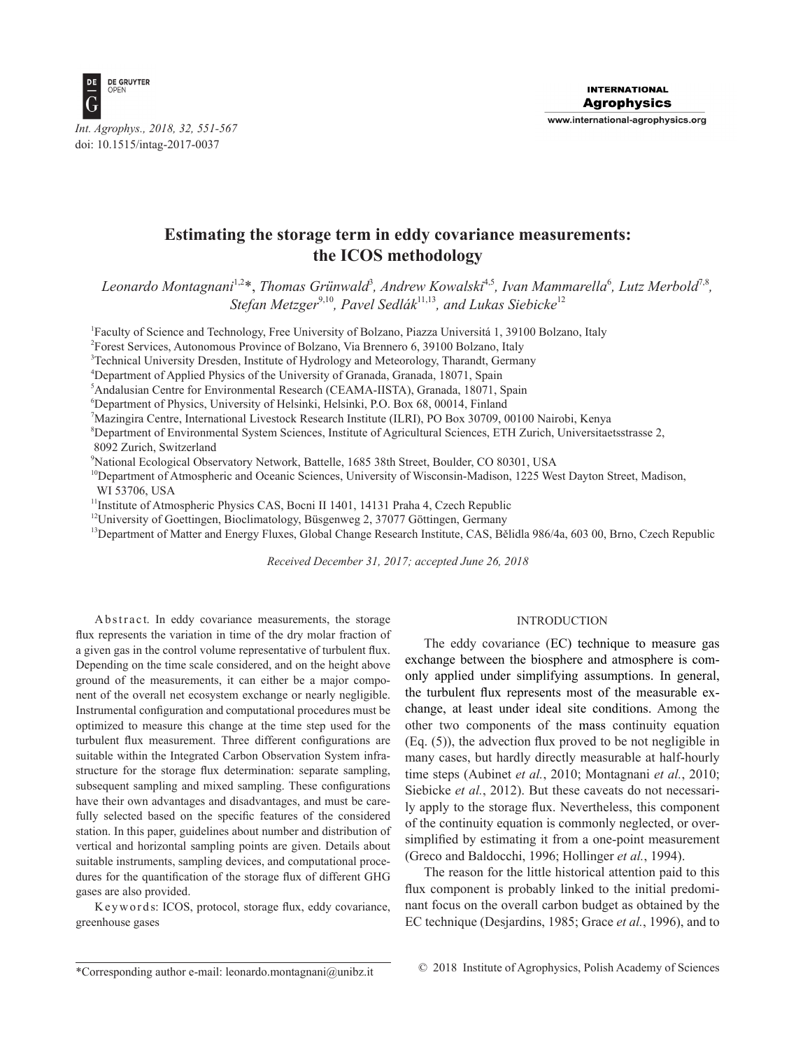# Estimating the storage term in eddy covariance measurements: the ICOS methodology

*Leonardo Montagnani[1,2]\*, Thomas Grünwald[3], Andrew Kowalski[4,5], Ivan Mammarella[6], Lutz Merbold[7,8], Stefan Metzger[9,10], Pavel Sedlák[11,13], and Lukas Siebicke[12]*

[1]Faculty of Science and Technology, Free University of Bolzano, Piazza Universitá 1, 39100 Bolzano, Italy
[2]Forest Services, Autonomous Province of Bolzano, Via Brennero 6, 39100 Bolzano, Italy
[3]Technical University Dresden, Institute of Hydrology and Meteorology, Tharandt, Germany
[4]Department of Applied Physics of the University of Granada, Granada, 18071, Spain
[5]Andalusian Centre for Environmental Research (CEAMA-IISTA), Granada, 18071, Spain
[6]Department of Physics, University of Helsinki, Helsinki, P.O. Box 68, 00014, Finland
[7]Mazingira Centre, International Livestock Research Institute (ILRI), PO Box 30709, 00100 Nairobi, Kenya
[8]Department of Environmental System Sciences, Institute of Agricultural Sciences, ETH Zurich, Universitaetsstrasse 2, 8092 Zurich, Switzerland
[9]National Ecological Observatory Network, Battelle, 1685 38th Street, Boulder, CO 80301, USA
[10]Department of Atmospheric and Oceanic Sciences, University of Wisconsin-Madison, 1225 West Dayton Street, Madison, WI 53706, USA
[11]Institute of Atmospheric Physics CAS, Bocni II 1401, 14131 Praha 4, Czech Republic
[12]University of Goettingen, Bioclimatology, Büsgenweg 2, 37077 Göttingen, Germany
[13]Department of Matter and Energy Fluxes, Global Change Research Institute, CAS, Bělidla 986/4a, 603 00, Brno, Czech Republic

*Received December 31, 2017; accepted June 26, 2018*

Abstract. In eddy covariance measurements, the storage flux represents the variation in time of the dry molar fraction of a given gas in the control volume representative of turbulent flux. Depending on the time scale considered, and on the height above ground of the measurements, it can either be a major component of the overall net ecosystem exchange or nearly negligible. Instrumental configuration and computational procedures must be optimized to measure this change at the time step used for the turbulent flux measurement. Three different configurations are suitable within the Integrated Carbon Observation System infrastructure for the storage flux determination: separate sampling, subsequent sampling and mixed sampling. These configurations have their own advantages and disadvantages, and must be carefully selected based on the specific features of the considered station. In this paper, guidelines about number and distribution of vertical and horizontal sampling points are given. Details about suitable instruments, sampling devices, and computational procedures for the quantification of the storage flux of different GHG gases are also provided.

Keywords: ICOS, protocol, storage flux, eddy covariance, greenhouse gases

## INTRODUCTION

The eddy covariance (EC) technique to measure gas exchange between the biosphere and atmosphere is commonly applied under simplifying assumptions. In general, the turbulent flux represents most of the measurable exchange, at least under ideal site conditions. Among the other two components of the mass continuity equation (Eq. (5)), the advection flux proved to be not negligible in many cases, but hardly directly measurable at half-hourly time steps (Aubinet *et al.*, 2010; Montagnani *et al.*, 2010; Siebicke *et al.*, 2012). But these caveats do not necessarily apply to the storage flux. Nevertheless, this component of the continuity equation is commonly neglected, or oversimplified by estimating it from a one-point measurement (Greco and Baldocchi, 1996; Hollinger *et al.*, 1994).

The reason for the little historical attention paid to this flux component is probably linked to the initial predominant focus on the overall carbon budget as obtained by the EC technique (Desjardins, 1985; Grace *et al.*, 1996), and to

\*Corresponding author e-mail: leonardo.montagnani@unibz.it

© 2018 Institute of Agrophysics, Polish Academy of Sciences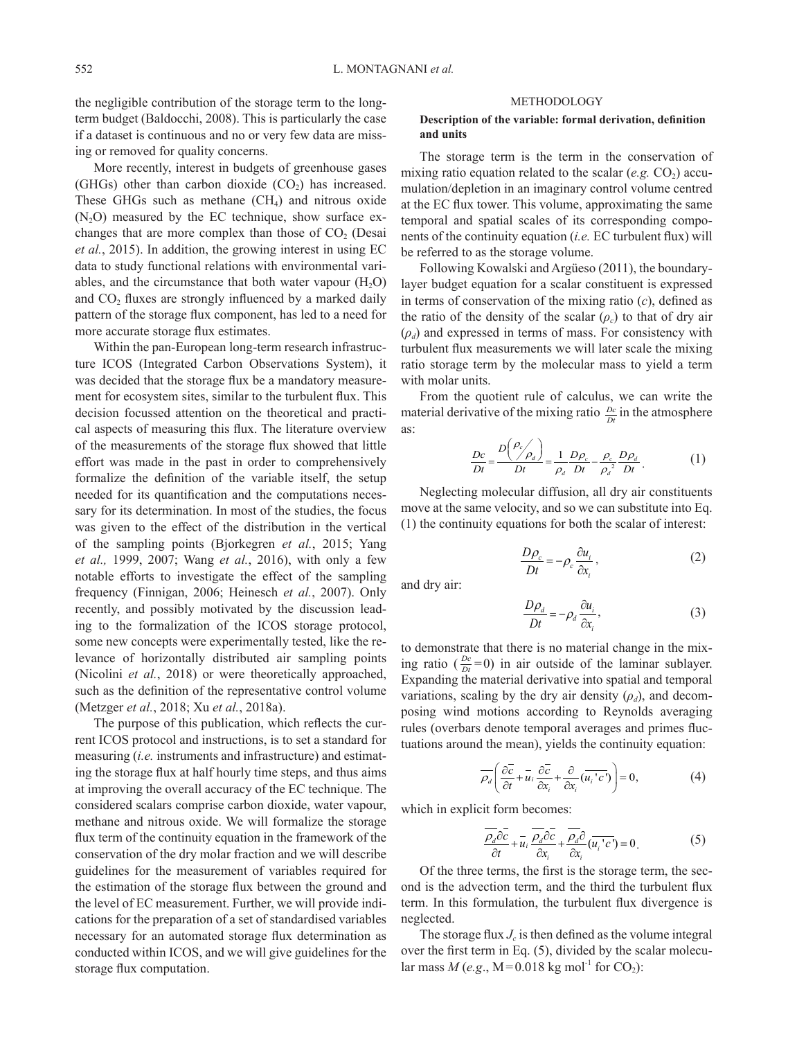the negligible contribution of the storage term to the long-term budget (Baldocchi, 2008). This is particularly the case if a dataset is continuous and no or very few data are missing or removed for quality concerns.

More recently, interest in budgets of greenhouse gases (GHGs) other than carbon dioxide ($CO_2$) has increased. These GHGs such as methane ($CH_4$) and nitrous oxide ($N_2O$) measured by the EC technique, show surface exchanges that are more complex than those of $CO_2$ (Desai *et al.*, 2015). In addition, the growing interest in using EC data to study functional relations with environmental variables, and the circumstance that both water vapour ($H_2O$) and $CO_2$ fluxes are strongly influenced by a marked daily pattern of the storage flux component, has led to a need for more accurate storage flux estimates.

Within the pan-European long-term research infrastructure ICOS (Integrated Carbon Observations System), it was decided that the storage flux be a mandatory measurement for ecosystem sites, similar to the turbulent flux. This decision focussed attention on the theoretical and practical aspects of measuring this flux. The literature overview of the measurements of the storage flux showed that little effort was made in the past in order to comprehensively formalize the definition of the variable itself, the setup needed for its quantification and the computations necessary for its determination. In most of the studies, the focus was given to the effect of the distribution in the vertical of the sampling points (Bjorkegren *et al.*, 2015; Yang *et al.,* 1999, 2007; Wang *et al.*, 2016), with only a few notable efforts to investigate the effect of the sampling frequency (Finnigan, 2006; Heinesch *et al.*, 2007). Only recently, and possibly motivated by the discussion leading to the formalization of the ICOS storage protocol, some new concepts were experimentally tested, like the relevance of horizontally distributed air sampling points (Nicolini *et al.*, 2018) or were theoretically approached, such as the definition of the representative control volume (Metzger *et al.*, 2018; Xu *et al.*, 2018a).

The purpose of this publication, which reflects the current ICOS protocol and instructions, is to set a standard for measuring (*i.e.* instruments and infrastructure) and estimating the storage flux at half hourly time steps, and thus aims at improving the overall accuracy of the EC technique. The considered scalars comprise carbon dioxide, water vapour, methane and nitrous oxide. We will formalize the storage flux term of the continuity equation in the framework of the conservation of the dry molar fraction and we will describe guidelines for the measurement of variables required for the estimation of the storage flux between the ground and the level of EC measurement. Further, we will provide indications for the preparation of a set of standardised variables necessary for an automated storage flux determination as conducted within ICOS, and we will give guidelines for the storage flux computation.

## METHODOLOGY

### Description of the variable: formal derivation, definition and units

The storage term is the term in the conservation of mixing ratio equation related to the scalar (*e.g.* $CO_2$) accumulation/depletion in an imaginary control volume centred at the EC flux tower. This volume, approximating the same temporal and spatial scales of its corresponding components of the continuity equation (*i.e.* EC turbulent flux) will be referred to as the storage volume.

Following Kowalski and Argüeso (2011), the boundary-layer budget equation for a scalar constituent is expressed in terms of conservation of the mixing ratio ($c$), defined as the ratio of the density of the scalar ($\rho_c$) to that of dry air ($\rho_d$) and expressed in terms of mass. For consistency with turbulent flux measurements we will later scale the mixing ratio storage term by the molecular mass to yield a term with molar units.

From the quotient rule of calculus, we can write the material derivative of the mixing ratio $\frac{Dc}{Dt}$ in the atmosphere as:

$$\frac{Dc}{Dt} = \frac{D\left(\rho_c/\rho_d\right)}{Dt} = \frac{1}{\rho_d}\frac{D\rho_c}{Dt} - \frac{\rho_c}{\rho_d^{\,2}}\frac{D\rho_d}{Dt}. \quad (1)$$

Neglecting molecular diffusion, all dry air constituents move at the same velocity, and so we can substitute into Eq. (1) the continuity equations for both the scalar of interest:

$$\frac{D\rho_c}{Dt} = -\rho_c\frac{\partial u_i}{\partial x_i}, \quad (2)$$

and dry air:

$$\frac{D\rho_d}{Dt} = -\rho_d\frac{\partial u_i}{\partial x_i}, \quad (3)$$

to demonstrate that there is no material change in the mixing ratio ($\frac{Dc}{Dt}=0$) in air outside of the laminar sublayer. Expanding the material derivative into spatial and temporal variations, scaling by the dry air density ($\rho_d$), and decomposing wind motions according to Reynolds averaging rules (overbars denote temporal averages and primes fluctuations around the mean), yields the continuity equation:

$$\overline{\rho_d}\left(\frac{\partial\overline{c}}{\partial t} + \overline{u_i}\,\frac{\partial\overline{c}}{\partial x_i} + \frac{\partial}{\partial x_i}(\overline{u_i'c'})\right) = 0, \quad (4)$$

which in explicit form becomes:

$$\frac{\overline{\rho_d}\partial\overline{c}}{\partial t} + \overline{u_i}\,\frac{\overline{\rho_d}\partial\overline{c}}{\partial x_i} + \frac{\overline{\rho_d}\partial}{\partial x_i}(\overline{u_i'c'}) = 0. \quad (5)$$

Of the three terms, the first is the storage term, the second is the advection term, and the third the turbulent flux term. In this formulation, the turbulent flux divergence is neglected.

The storage flux $J_c$ is then defined as the volume integral over the first term in Eq. (5), divided by the scalar molecular mass $M$ (*e.g.*, M = 0.018 kg mol$^{-1}$ for $CO_2$):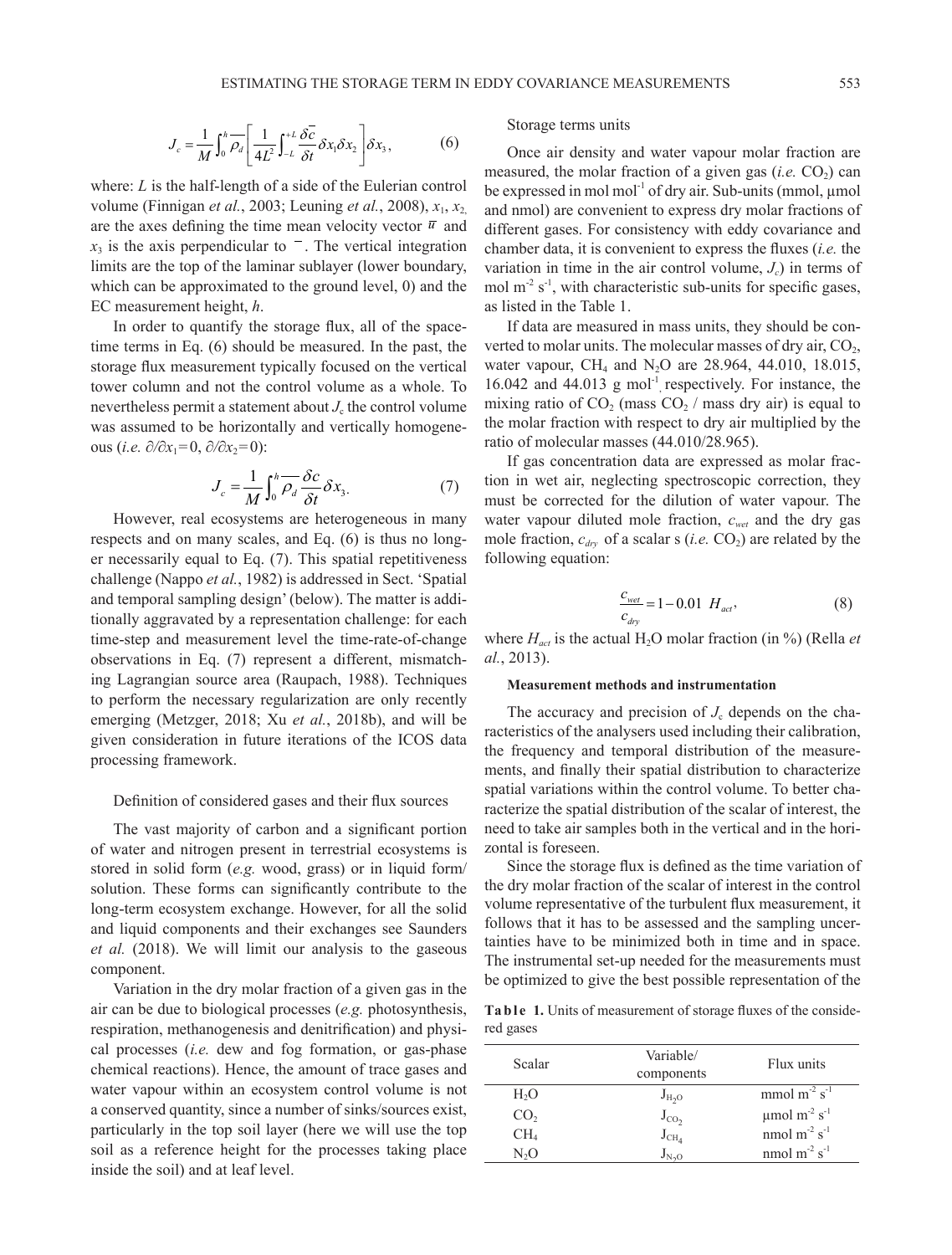$$J_c = \frac{1}{M}\int_0^h \overline{\rho_d}\left[\frac{1}{4L^2}\int_{-L}^{+L}\frac{\delta \overline{c}}{\delta t}\delta x_1 \delta x_2\right]\delta x_3, \qquad (6)$$

where: $L$ is the half-length of a side of the Eulerian control volume (Finnigan *et al.*, 2003; Leuning *et al.*, 2008), $x_1$, $x_2$, are the axes defining the time mean velocity vector $\overline{u}$ and $x_3$ is the axis perpendicular to $\overline{\ }$. The vertical integration limits are the top of the laminar sublayer (lower boundary, which can be approximated to the ground level, 0) and the EC measurement height, $h$.

In order to quantify the storage flux, all of the space-time terms in Eq. (6) should be measured. In the past, the storage flux measurement typically focused on the vertical tower column and not the control volume as a whole. To nevertheless permit a statement about $J_c$ the control volume was assumed to be horizontally and vertically homogeneous (*i.e.* $\partial/\partial x_1 = 0$, $\partial/\partial x_2 = 0$):

$$J_c = \frac{1}{M}\int_0^h \overline{\rho_d}\frac{\delta c}{\delta t}\delta x_3. \qquad (7)$$

However, real ecosystems are heterogeneous in many respects and on many scales, and Eq. (6) is thus no longer necessarily equal to Eq. (7). This spatial repetitiveness challenge (Nappo *et al.*, 1982) is addressed in Sect. 'Spatial and temporal sampling design' (below). The matter is additionally aggravated by a representation challenge: for each time-step and measurement level the time-rate-of-change observations in Eq. (7) represent a different, mismatching Lagrangian source area (Raupach, 1988). Techniques to perform the necessary regularization are only recently emerging (Metzger, 2018; Xu *et al.*, 2018b), and will be given consideration in future iterations of the ICOS data processing framework.

### Definition of considered gases and their flux sources

The vast majority of carbon and a significant portion of water and nitrogen present in terrestrial ecosystems is stored in solid form (*e.g.* wood, grass) or in liquid form/solution. These forms can significantly contribute to the long-term ecosystem exchange. However, for all the solid and liquid components and their exchanges see Saunders *et al.* (2018). We will limit our analysis to the gaseous component.

Variation in the dry molar fraction of a given gas in the air can be due to biological processes (*e.g.* photosynthesis, respiration, methanogenesis and denitrification) and physical processes (*i.e.* dew and fog formation, or gas-phase chemical reactions). Hence, the amount of trace gases and water vapour within an ecosystem control volume is not a conserved quantity, since a number of sinks/sources exist, particularly in the top soil layer (here we will use the top soil as a reference height for the processes taking place inside the soil) and at leaf level.

### Storage terms units

Once air density and water vapour molar fraction are measured, the molar fraction of a given gas (*i.e.* $CO_2$) can be expressed in mol mol$^{-1}$ of dry air. Sub-units (mmol, μmol and nmol) are convenient to express dry molar fractions of different gases. For consistency with eddy covariance and chamber data, it is convenient to express the fluxes (*i.e.* the variation in time in the air control volume, $J_c$) in terms of mol m$^{-2}$ s$^{-1}$, with characteristic sub-units for specific gases, as listed in the Table 1.

If data are measured in mass units, they should be converted to molar units. The molecular masses of dry air, $CO_2$, water vapour, $CH_4$ and $N_2O$ are 28.964, 44.010, 18.015, 16.042 and 44.013 g mol$^{-1}$, respectively. For instance, the mixing ratio of $CO_2$ (mass $CO_2$ / mass dry air) is equal to the molar fraction with respect to dry air multiplied by the ratio of molecular masses (44.010/28.965).

If gas concentration data are expressed as molar fraction in wet air, neglecting spectroscopic correction, they must be corrected for the dilution of water vapour. The water vapour diluted mole fraction, $c_{wet}$ and the dry gas mole fraction, $c_{dry}$ of a scalar s (*i.e.* $CO_2$) are related by the following equation:

$$\frac{c_{wet}}{c_{dry}} = 1 - 0.01\ H_{act}, \qquad (8)$$

where $H_{act}$ is the actual $H_2O$ molar fraction (in %) (Rella *et al.*, 2013).

#### Measurement methods and instrumentation

The accuracy and precision of $J_c$ depends on the characteristics of the analysers used including their calibration, the frequency and temporal distribution of the measurements, and finally their spatial distribution to characterize spatial variations within the control volume. To better characterize the spatial distribution of the scalar of interest, the need to take air samples both in the vertical and in the horizontal is foreseen.

Since the storage flux is defined as the time variation of the dry molar fraction of the scalar of interest in the control volume representative of the turbulent flux measurement, it follows that it has to be assessed and the sampling uncertainties have to be minimized both in time and in space. The instrumental set-up needed for the measurements must be optimized to give the best possible representation of the

**Table 1.** Units of measurement of storage fluxes of the considered gases

| Scalar | Variable/ components | Flux units |
|---|---|---|
| $H_2O$ | $J_{H_2O}$ | mmol m$^{-2}$ s$^{-1}$ |
| $CO_2$ | $J_{CO_2}$ | μmol m$^{-2}$ s$^{-1}$ |
| $CH_4$ | $J_{CH_4}$ | nmol m$^{-2}$ s$^{-1}$ |
| $N_2O$ | $J_{N_2O}$ | nmol m$^{-2}$ s$^{-1}$ |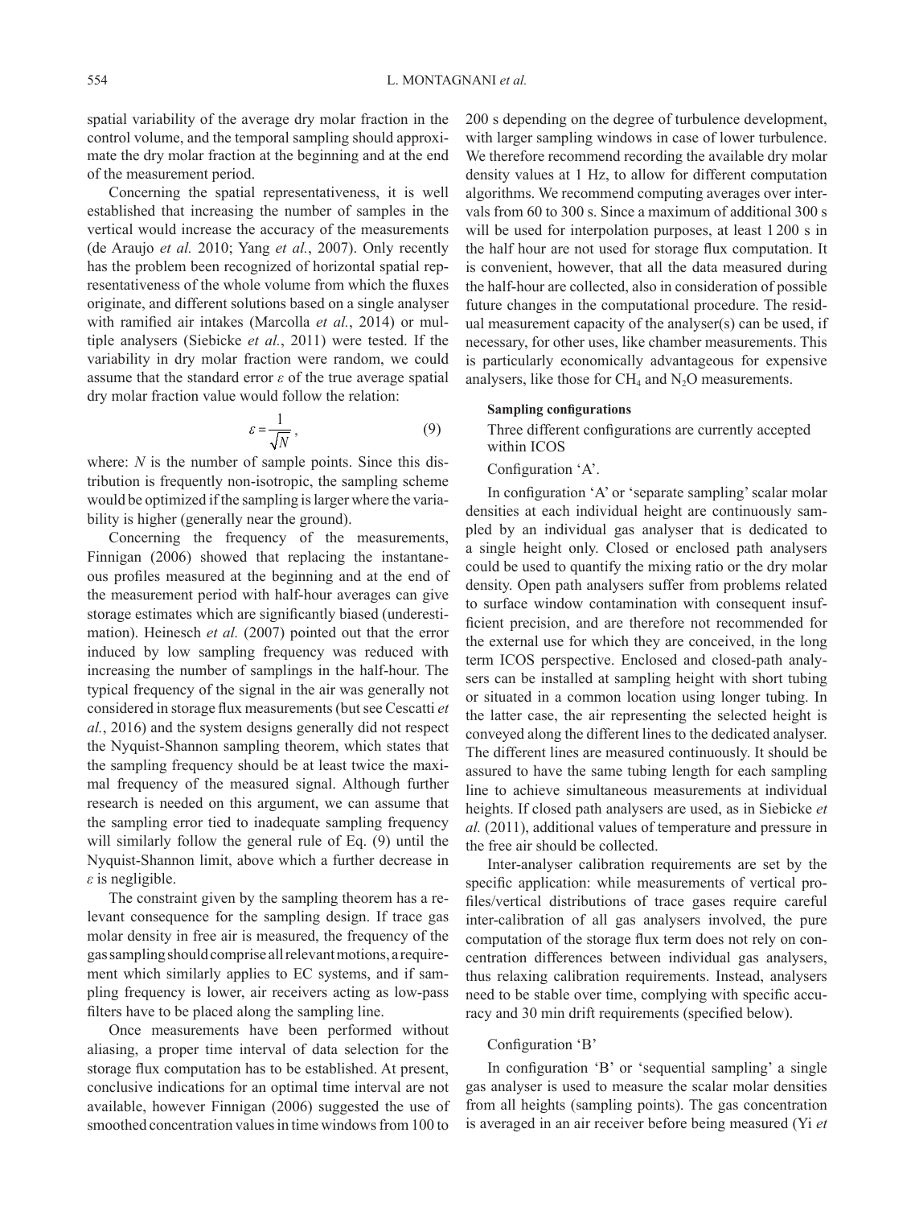spatial variability of the average dry molar fraction in the control volume, and the temporal sampling should approximate the dry molar fraction at the beginning and at the end of the measurement period.

Concerning the spatial representativeness, it is well established that increasing the number of samples in the vertical would increase the accuracy of the measurements (de Araujo *et al.* 2010; Yang *et al.*, 2007). Only recently has the problem been recognized of horizontal spatial representativeness of the whole volume from which the fluxes originate, and different solutions based on a single analyser with ramified air intakes (Marcolla *et al.*, 2014) or multiple analysers (Siebicke *et al.*, 2011) were tested. If the variability in dry molar fraction were random, we could assume that the standard error $\varepsilon$ of the true average spatial dry molar fraction value would follow the relation:

$$\varepsilon = \frac{1}{\sqrt{N}}, \tag{9}$$

where: $N$ is the number of sample points. Since this distribution is frequently non-isotropic, the sampling scheme would be optimized if the sampling is larger where the variability is higher (generally near the ground).

Concerning the frequency of the measurements, Finnigan (2006) showed that replacing the instantaneous profiles measured at the beginning and at the end of the measurement period with half-hour averages can give storage estimates which are significantly biased (underestimation). Heinesch *et al.* (2007) pointed out that the error induced by low sampling frequency was reduced with increasing the number of samplings in the half-hour. The typical frequency of the signal in the air was generally not considered in storage flux measurements (but see Cescatti *et al.*, 2016) and the system designs generally did not respect the Nyquist-Shannon sampling theorem, which states that the sampling frequency should be at least twice the maximal frequency of the measured signal. Although further research is needed on this argument, we can assume that the sampling error tied to inadequate sampling frequency will similarly follow the general rule of Eq. (9) until the Nyquist-Shannon limit, above which a further decrease in $\varepsilon$ is negligible.

The constraint given by the sampling theorem has a relevant consequence for the sampling design. If trace gas molar density in free air is measured, the frequency of the gas sampling should comprise all relevant motions, a requirement which similarly applies to EC systems, and if sampling frequency is lower, air receivers acting as low-pass filters have to be placed along the sampling line.

Once measurements have been performed without aliasing, a proper time interval of data selection for the storage flux computation has to be established. At present, conclusive indications for an optimal time interval are not available, however Finnigan (2006) suggested the use of smoothed concentration values in time windows from 100 to 200 s depending on the degree of turbulence development, with larger sampling windows in case of lower turbulence. We therefore recommend recording the available dry molar density values at 1 Hz, to allow for different computation algorithms. We recommend computing averages over intervals from 60 to 300 s. Since a maximum of additional 300 s will be used for interpolation purposes, at least 1 200 s in the half hour are not used for storage flux computation. It is convenient, however, that all the data measured during the half-hour are collected, also in consideration of possible future changes in the computational procedure. The residual measurement capacity of the analyser(s) can be used, if necessary, for other uses, like chamber measurements. This is particularly economically advantageous for expensive analysers, like those for $CH_4$ and $N_2O$ measurements.

#### Sampling configurations

Three different configurations are currently accepted within ICOS

Configuration 'A'.

In configuration 'A' or 'separate sampling' scalar molar densities at each individual height are continuously sampled by an individual gas analyser that is dedicated to a single height only. Closed or enclosed path analysers could be used to quantify the mixing ratio or the dry molar density. Open path analysers suffer from problems related to surface window contamination with consequent insufficient precision, and are therefore not recommended for the external use for which they are conceived, in the long term ICOS perspective. Enclosed and closed-path analysers can be installed at sampling height with short tubing or situated in a common location using longer tubing. In the latter case, the air representing the selected height is conveyed along the different lines to the dedicated analyser. The different lines are measured continuously. It should be assured to have the same tubing length for each sampling line to achieve simultaneous measurements at individual heights. If closed path analysers are used, as in Siebicke *et al.* (2011), additional values of temperature and pressure in the free air should be collected.

Inter-analyser calibration requirements are set by the specific application: while measurements of vertical profiles/vertical distributions of trace gases require careful inter-calibration of all gas analysers involved, the pure computation of the storage flux term does not rely on concentration differences between individual gas analysers, thus relaxing calibration requirements. Instead, analysers need to be stable over time, complying with specific accuracy and 30 min drift requirements (specified below).

Configuration 'B'

In configuration 'B' or 'sequential sampling' a single gas analyser is used to measure the scalar molar densities from all heights (sampling points). The gas concentration is averaged in an air receiver before being measured (Yi *et*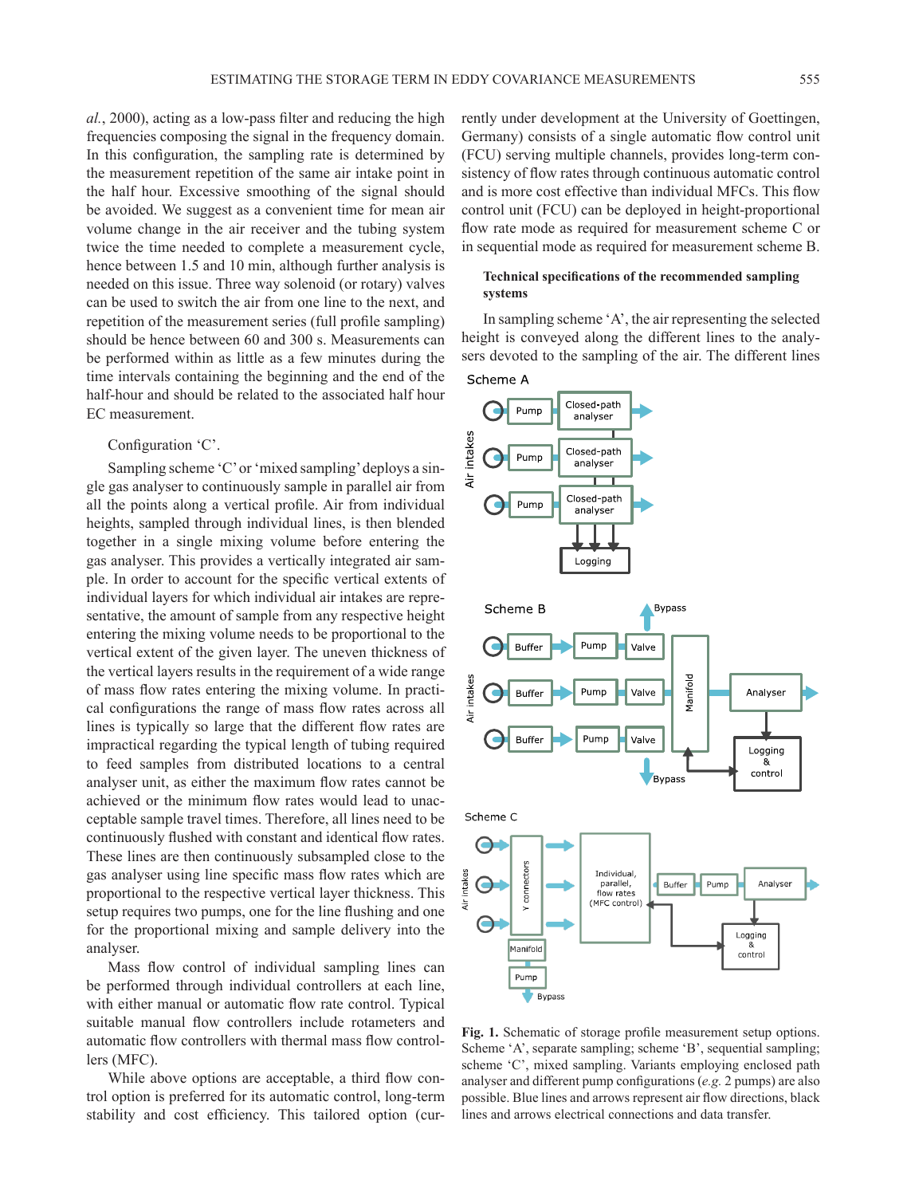*al.*, 2000), acting as a low-pass filter and reducing the high frequencies composing the signal in the frequency domain. In this configuration, the sampling rate is determined by the measurement repetition of the same air intake point in the half hour. Excessive smoothing of the signal should be avoided. We suggest as a convenient time for mean air volume change in the air receiver and the tubing system twice the time needed to complete a measurement cycle, hence between 1.5 and 10 min, although further analysis is needed on this issue. Three way solenoid (or rotary) valves can be used to switch the air from one line to the next, and repetition of the measurement series (full profile sampling) should be hence between 60 and 300 s. Measurements can be performed within as little as a few minutes during the time intervals containing the beginning and the end of the half-hour and should be related to the associated half hour EC measurement.

Configuration 'C'.

Sampling scheme 'C' or 'mixed sampling' deploys a single gas analyser to continuously sample in parallel air from all the points along a vertical profile. Air from individual heights, sampled through individual lines, is then blended together in a single mixing volume before entering the gas analyser. This provides a vertically integrated air sample. In order to account for the specific vertical extents of individual layers for which individual air intakes are representative, the amount of sample from any respective height entering the mixing volume needs to be proportional to the vertical extent of the given layer. The uneven thickness of the vertical layers results in the requirement of a wide range of mass flow rates entering the mixing volume. In practical configurations the range of mass flow rates across all lines is typically so large that the different flow rates are impractical regarding the typical length of tubing required to feed samples from distributed locations to a central analyser unit, as either the maximum flow rates cannot be achieved or the minimum flow rates would lead to unacceptable sample travel times. Therefore, all lines need to be continuously flushed with constant and identical flow rates. These lines are then continuously subsampled close to the gas analyser using line specific mass flow rates which are proportional to the respective vertical layer thickness. This setup requires two pumps, one for the line flushing and one for the proportional mixing and sample delivery into the analyser.

Mass flow control of individual sampling lines can be performed through individual controllers at each line, with either manual or automatic flow rate control. Typical suitable manual flow controllers include rotameters and automatic flow controllers with thermal mass flow controllers (MFC).

While above options are acceptable, a third flow control option is preferred for its automatic control, long-term stability and cost efficiency. This tailored option (currently under development at the University of Goettingen, Germany) consists of a single automatic flow control unit (FCU) serving multiple channels, provides long-term consistency of flow rates through continuous automatic control and is more cost effective than individual MFCs. This flow control unit (FCU) can be deployed in height-proportional flow rate mode as required for measurement scheme C or in sequential mode as required for measurement scheme B.

**Technical specifications of the recommended sampling systems**

In sampling scheme 'A', the air representing the selected height is conveyed along the different lines to the analysers devoted to the sampling of the air. The different lines

**Fig. 1.** Schematic of storage profile measurement setup options. Scheme 'A', separate sampling; scheme 'B', sequential sampling; scheme 'C', mixed sampling. Variants employing enclosed path analyser and different pump configurations (*e.g.* 2 pumps) are also possible. Blue lines and arrows represent air flow directions, black lines and arrows electrical connections and data transfer.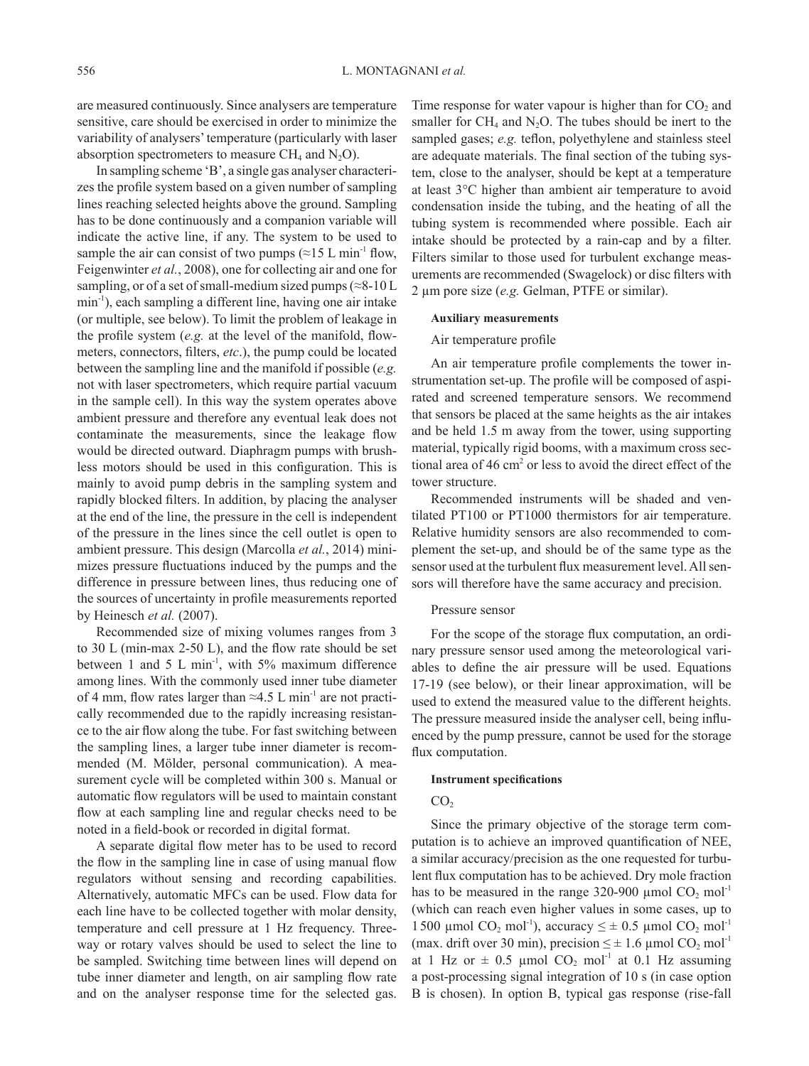are measured continuously. Since analysers are temperature sensitive, care should be exercised in order to minimize the variability of analysers' temperature (particularly with laser absorption spectrometers to measure $CH_4$ and $N_2O$).

In sampling scheme 'B', a single gas analyser characterizes the profile system based on a given number of sampling lines reaching selected heights above the ground. Sampling has to be done continuously and a companion variable will indicate the active line, if any. The system to be used to sample the air can consist of two pumps (≈15 L min$^{-1}$ flow, Feigenwinter *et al.*, 2008), one for collecting air and one for sampling, or of a set of small-medium sized pumps (≈8-10 L min$^{-1}$), each sampling a different line, having one air intake (or multiple, see below). To limit the problem of leakage in the profile system (*e.g.* at the level of the manifold, flowmeters, connectors, filters, *etc*.), the pump could be located between the sampling line and the manifold if possible (*e.g.* not with laser spectrometers, which require partial vacuum in the sample cell). In this way the system operates above ambient pressure and therefore any eventual leak does not contaminate the measurements, since the leakage flow would be directed outward. Diaphragm pumps with brushless motors should be used in this configuration. This is mainly to avoid pump debris in the sampling system and rapidly blocked filters. In addition, by placing the analyser at the end of the line, the pressure in the cell is independent of the pressure in the lines since the cell outlet is open to ambient pressure. This design (Marcolla *et al.*, 2014) minimizes pressure fluctuations induced by the pumps and the difference in pressure between lines, thus reducing one of the sources of uncertainty in profile measurements reported by Heinesch *et al.* (2007).

Recommended size of mixing volumes ranges from 3 to 30 L (min-max 2-50 L), and the flow rate should be set between 1 and 5 L min$^{-1}$, with 5% maximum difference among lines. With the commonly used inner tube diameter of 4 mm, flow rates larger than ≈4.5 L min$^{-1}$ are not practically recommended due to the rapidly increasing resistance to the air flow along the tube. For fast switching between the sampling lines, a larger tube inner diameter is recommended (M. Mölder, personal communication). A measurement cycle will be completed within 300 s. Manual or automatic flow regulators will be used to maintain constant flow at each sampling line and regular checks need to be noted in a field-book or recorded in digital format.

A separate digital flow meter has to be used to record the flow in the sampling line in case of using manual flow regulators without sensing and recording capabilities. Alternatively, automatic MFCs can be used. Flow data for each line have to be collected together with molar density, temperature and cell pressure at 1 Hz frequency. Three-way or rotary valves should be used to select the line to be sampled. Switching time between lines will depend on tube inner diameter and length, on air sampling flow rate and on the analyser response time for the selected gas. Time response for water vapour is higher than for $CO_2$ and smaller for $CH_4$ and $N_2O$. The tubes should be inert to the sampled gases; *e.g.* teflon, polyethylene and stainless steel are adequate materials. The final section of the tubing system, close to the analyser, should be kept at a temperature at least 3°C higher than ambient air temperature to avoid condensation inside the tubing, and the heating of all the tubing system is recommended where possible. Each air intake should be protected by a rain-cap and by a filter. Filters similar to those used for turbulent exchange measurements are recommended (Swagelock) or disc filters with 2 µm pore size (*e.g.* Gelman, PTFE or similar).

#### Auxiliary measurements

##### Air temperature profile

An air temperature profile complements the tower instrumentation set-up. The profile will be composed of aspirated and screened temperature sensors. We recommend that sensors be placed at the same heights as the air intakes and be held 1.5 m away from the tower, using supporting material, typically rigid booms, with a maximum cross sectional area of 46 cm$^2$ or less to avoid the direct effect of the tower structure.

Recommended instruments will be shaded and ventilated PT100 or PT1000 thermistors for air temperature. Relative humidity sensors are also recommended to complement the set-up, and should be of the same type as the sensor used at the turbulent flux measurement level. All sensors will therefore have the same accuracy and precision.

##### Pressure sensor

For the scope of the storage flux computation, an ordinary pressure sensor used among the meteorological variables to define the air pressure will be used. Equations 17-19 (see below), or their linear approximation, will be used to extend the measured value to the different heights. The pressure measured inside the analyser cell, being influenced by the pump pressure, cannot be used for the storage flux computation.

#### Instrument specifications

##### $CO_2$

Since the primary objective of the storage term computation is to achieve an improved quantification of NEE, a similar accuracy/precision as the one requested for turbulent flux computation has to be achieved. Dry mole fraction has to be measured in the range 320-900 µmol $CO_2$ mol$^{-1}$ (which can reach even higher values in some cases, up to 1 500 µmol $CO_2$ mol$^{-1}$), accuracy ≤ ± 0.5 µmol $CO_2$ mol$^{-1}$ (max. drift over 30 min), precision ≤ ± 1.6 µmol $CO_2$ mol$^{-1}$ at 1 Hz or ± 0.5 µmol $CO_2$ mol$^{-1}$ at 0.1 Hz assuming a post-processing signal integration of 10 s (in case option B is chosen). In option B, typical gas response (rise-fall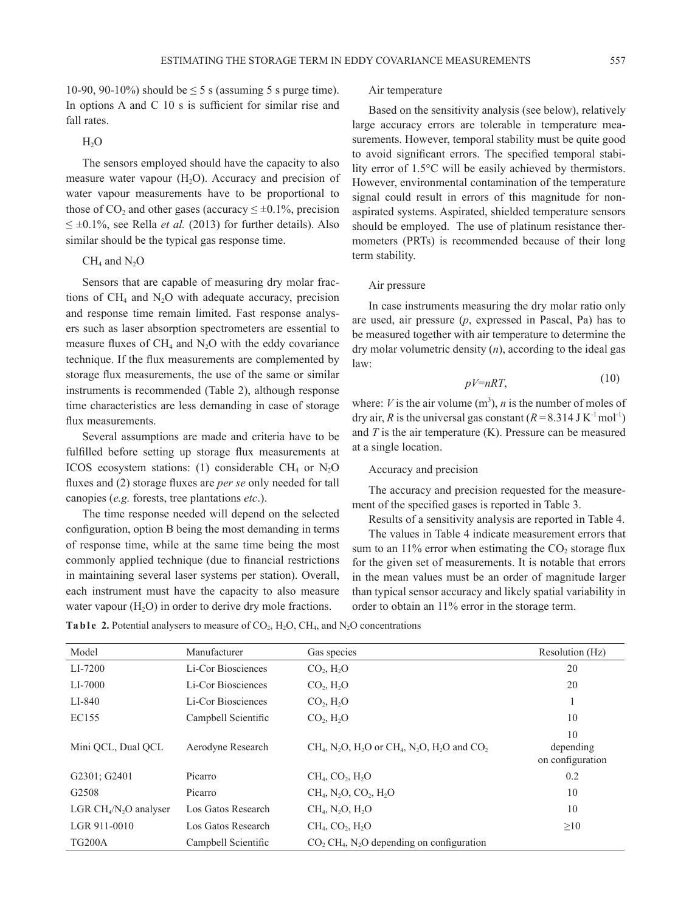10-90, 90-10%) should be ≤ 5 s (assuming 5 s purge time). In options A and C 10 s is sufficient for similar rise and fall rates.

$H_2O$

The sensors employed should have the capacity to also measure water vapour ($H_2O$). Accuracy and precision of water vapour measurements have to be proportional to those of $CO_2$ and other gases (accuracy ≤ ±0.1%, precision ≤ ±0.1%, see Rella *et al.* (2013) for further details). Also similar should be the typical gas response time.

$CH_4$ and $N_2O$

Sensors that are capable of measuring dry molar fractions of $CH_4$ and $N_2O$ with adequate accuracy, precision and response time remain limited. Fast response analysers such as laser absorption spectrometers are essential to measure fluxes of $CH_4$ and $N_2O$ with the eddy covariance technique. If the flux measurements are complemented by storage flux measurements, the use of the same or similar instruments is recommended (Table 2), although response time characteristics are less demanding in case of storage flux measurements.

Several assumptions are made and criteria have to be fulfilled before setting up storage flux measurements at ICOS ecosystem stations: (1) considerable $CH_4$ or $N_2O$ fluxes and (2) storage fluxes are *per se* only needed for tall canopies (*e.g.* forests, tree plantations *etc*.).

The time response needed will depend on the selected configuration, option B being the most demanding in terms of response time, while at the same time being the most commonly applied technique (due to financial restrictions in maintaining several laser systems per station). Overall, each instrument must have the capacity to also measure water vapour ($H_2O$) in order to derive dry mole fractions.

Air temperature

Based on the sensitivity analysis (see below), relatively large accuracy errors are tolerable in temperature measurements. However, temporal stability must be quite good to avoid significant errors. The specified temporal stability error of 1.5°C will be easily achieved by thermistors. However, environmental contamination of the temperature signal could result in errors of this magnitude for non-aspirated systems. Aspirated, shielded temperature sensors should be employed. The use of platinum resistance thermometers (PRTs) is recommended because of their long term stability.

Air pressure

In case instruments measuring the dry molar ratio only are used, air pressure ($p$, expressed in Pascal, Pa) has to be measured together with air temperature to determine the dry molar volumetric density ($n$), according to the ideal gas law:

$$pV=nRT, \tag{10}$$

where: $V$ is the air volume (m$^3$), $n$ is the number of moles of dry air, $R$ is the universal gas constant ($R = 8.314$ J K$^{-1}$ mol$^{-1}$) and $T$ is the air temperature (K). Pressure can be measured at a single location.

Accuracy and precision

The accuracy and precision requested for the measurement of the specified gases is reported in Table 3.

Results of a sensitivity analysis are reported in Table 4.

The values in Table 4 indicate measurement errors that sum to an 11% error when estimating the $CO_2$ storage flux for the given set of measurements. It is notable that errors in the mean values must be an order of magnitude larger than typical sensor accuracy and likely spatial variability in order to obtain an 11% error in the storage term.

**Table 2.** Potential analysers to measure of $CO_2$, $H_2O$, $CH_4$, and $N_2O$ concentrations

| Model | Manufacturer | Gas species | Resolution (Hz) |
|---|---|---|---|
| LI-7200 | Li-Cor Biosciences | $CO_2$, $H_2O$ | 20 |
| LI-7000 | Li-Cor Biosciences | $CO_2$, $H_2O$ | 20 |
| LI-840 | Li-Cor Biosciences | $CO_2$, $H_2O$ | 1 |
| EC155 | Campbell Scientific | $CO_2$, $H_2O$ | 10 |
| Mini QCL, Dual QCL | Aerodyne Research | $CH_4$, $N_2O$, $H_2O$ or $CH_4$, $N_2O$, $H_2O$ and $CO_2$ | 10 depending on configuration |
| G2301; G2401 | Picarro | $CH_4$, $CO_2$, $H_2O$ | 0.2 |
| G2508 | Picarro | $CH_4$, $N_2O$, $CO_2$, $H_2O$ | 10 |
| LGR $CH_4$/$N_2O$ analyser | Los Gatos Research | $CH_4$, $N_2O$, $H_2O$ | 10 |
| LGR 911-0010 | Los Gatos Research | $CH_4$, $CO_2$, $H_2O$ | ≥10 |
| TG200A | Campbell Scientific | $CO_2$ $CH_4$, $N_2O$ depending on configuration | |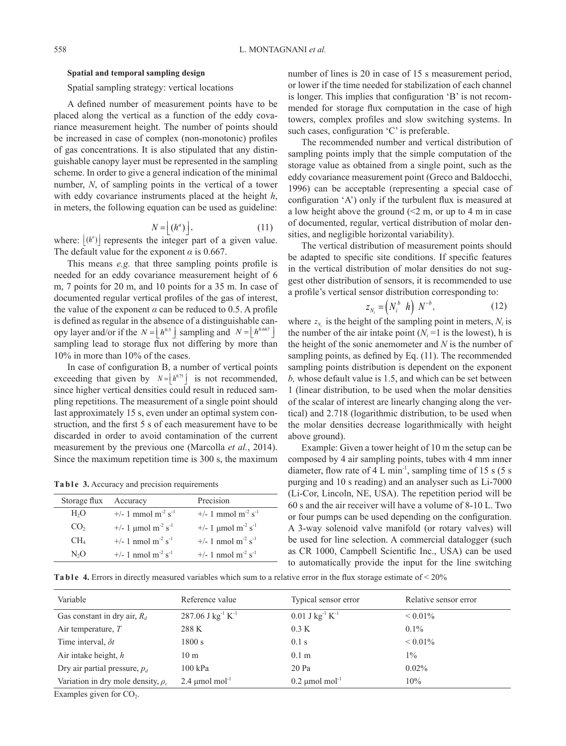### Spatial and temporal sampling design

Spatial sampling strategy: vertical locations

A defined number of measurement points have to be placed along the vertical as a function of the eddy covariance measurement height. The number of points should be increased in case of complex (non-monotonic) profiles of gas concentrations. It is also stipulated that any distinguishable canopy layer must be represented in the sampling scheme. In order to give a general indication of the minimal number, *N*, of sampling points in the vertical of a tower with eddy covariance instruments placed at the height *h*, in meters, the following equation can be used as guideline:

$$N = \left\lfloor (h^a) \right\rfloor, \tag{11}$$

where: $\left\lfloor (h^a) \right\rfloor$ represents the integer part of a given value. The default value for the exponent $\alpha$ is 0.667.

This means *e.g.* that three sampling points profile is needed for an eddy covariance measurement height of 6 m, 7 points for 20 m, and 10 points for a 35 m. In case of documented regular vertical profiles of the gas of interest, the value of the exponent $\alpha$ can be reduced to 0.5. A profile is defined as regular in the absence of a distinguishable canopy layer and/or if the $N = \left\lfloor h^{0.5} \right\rfloor$ sampling and $N = \left\lfloor h^{0.667} \right\rfloor$ sampling lead to storage flux not differing by more than 10% in more than 10% of the cases.

In case of configuration B, a number of vertical points exceeding that given by $N = \left\lfloor h^{0.75} \right\rfloor$ is not recommended, since higher vertical densities could result in reduced sampling repetitions. The measurement of a single point should last approximately 15 s, even under an optimal system construction, and the first 5 s of each measurement have to be discarded in order to avoid contamination of the current measurement by the previous one (Marcolla *et al.*, 2014). Since the maximum repetition time is 300 s, the maximum number of lines is 20 in case of 15 s measurement period, or lower if the time needed for stabilization of each channel is longer. This implies that configuration 'B' is not recommended for storage flux computation in the case of high towers, complex profiles and slow switching systems. In such cases, configuration 'C' is preferable.

The recommended number and vertical distribution of sampling points imply that the simple computation of the storage value as obtained from a single point, such as the eddy covariance measurement point (Greco and Baldocchi, 1996) can be acceptable (representing a special case of configuration 'A') only if the turbulent flux is measured at a low height above the ground (<2 m, or up to 4 m in case of documented, regular, vertical distribution of molar densities, and negligible horizontal variability).

The vertical distribution of measurement points should be adapted to specific site conditions. If specific features in the vertical distribution of molar densities do not suggest other distribution of sensors, it is recommended to use a profile's vertical sensor distribution corresponding to:

$$z_{N_i} = \left(N_i^b \ h\right) \ N^{-b}, \tag{12}$$

where $z_{N_i}$ is the height of the sampling point in meters, $N_i$ is the number of the air intake point ($N_i$ =1 is the lowest), h is the height of the sonic anemometer and *N* is the number of sampling points, as defined by Eq. (11). The recommended sampling points distribution is dependent on the exponent *b,* whose default value is 1.5, and which can be set between 1 (linear distribution, to be used when the molar densities of the scalar of interest are linearly changing along the vertical) and 2.718 (logarithmic distribution, to be used when the molar densities decrease logarithmically with height above ground).

Example: Given a tower height of 10 m the setup can be composed by 4 air sampling points, tubes with 4 mm inner diameter, flow rate of 4 L min$^{-1}$, sampling time of 15 s (5 s purging and 10 s reading) and an analyser such as Li-7000 (Li-Cor, Lincoln, NE, USA). The repetition period will be 60 s and the air receiver will have a volume of 8-10 L. Two or four pumps can be used depending on the configuration. A 3-way solenoid valve manifold (or rotary valves) will be used for line selection. A commercial datalogger (such as CR 1000, Campbell Scientific Inc., USA) can be used to automatically provide the input for the line switching

**Table 3.** Accuracy and precision requirements

| Storage flux | Accuracy | Precision |
|---|---|---|
| $H_2O$ | +/- 1 mmol m$^{-2}$ s$^{-1}$ | +/- 1 mmol m$^{-2}$ s$^{-1}$ |
| $CO_2$ | +/- 1 μmol m$^{-2}$ s$^{-1}$ | +/- 1 μmol m$^{-2}$ s$^{-1}$ |
| $CH_4$ | +/- 1 nmol m$^{-2}$ s$^{-1}$ | +/- 1 nmol m$^{-2}$ s$^{-1}$ |
| $N_2O$ | +/- 1 nmol m$^{-2}$ s$^{-1}$ | +/- 1 nmol m$^{-2}$ s$^{-1}$ |

**Table 4.** Errors in directly measured variables which sum to a relative error in the flux storage estimate of < 20%

| Variable | Reference value | Typical sensor error | Relative sensor error |
|---|---|---|---|
| Gas constant in dry air, $R_d$ | 287.06 J kg$^{-1}$ K$^{-1}$ | 0.01 J kg$^{-1}$ K$^{-1}$ | < 0.01% |
| Air temperature, $T$ | 288 K | 0.3 K | 0.1% |
| Time interval, $\delta t$ | 1800 s | 0.1 s | < 0.01% |
| Air intake height, $h$ | 10 m | 0.1 m | 1% |
| Dry air partial pressure, $p_d$ | 100 kPa | 20 Pa | 0.02% |
| Variation in dry mole density, $\rho_c$ | 2.4 μmol mol$^{-1}$ | 0.2 μmol mol$^{-1}$ | 10% |

Examples given for $CO_2$.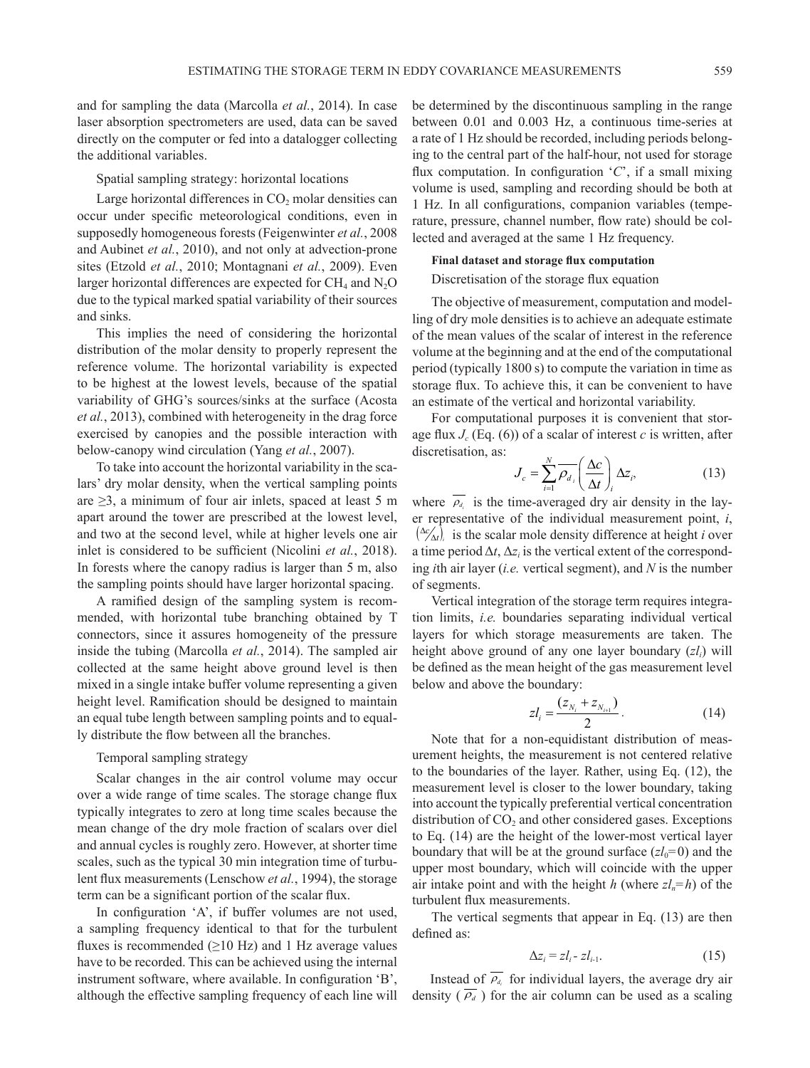and for sampling the data (Marcolla *et al.*, 2014). In case laser absorption spectrometers are used, data can be saved directly on the computer or fed into a datalogger collecting the additional variables.

### Spatial sampling strategy: horizontal locations

Large horizontal differences in $CO_2$ molar densities can occur under specific meteorological conditions, even in supposedly homogeneous forests (Feigenwinter *et al.*, 2008 and Aubinet *et al.*, 2010), and not only at advection-prone sites (Etzold *et al.*, 2010; Montagnani *et al.*, 2009). Even larger horizontal differences are expected for $CH_4$ and $N_2O$ due to the typical marked spatial variability of their sources and sinks.

This implies the need of considering the horizontal distribution of the molar density to properly represent the reference volume. The horizontal variability is expected to be highest at the lowest levels, because of the spatial variability of GHG's sources/sinks at the surface (Acosta *et al.*, 2013), combined with heterogeneity in the drag force exercised by canopies and the possible interaction with below-canopy wind circulation (Yang *et al.*, 2007).

To take into account the horizontal variability in the scalars' dry molar density, when the vertical sampling points are ≥3, a minimum of four air inlets, spaced at least 5 m apart around the tower are prescribed at the lowest level, and two at the second level, while at higher levels one air inlet is considered to be sufficient (Nicolini *et al.*, 2018). In forests where the canopy radius is larger than 5 m, also the sampling points should have larger horizontal spacing.

A ramified design of the sampling system is recommended, with horizontal tube branching obtained by T connectors, since it assures homogeneity of the pressure inside the tubing (Marcolla *et al.*, 2014). The sampled air collected at the same height above ground level is then mixed in a single intake buffer volume representing a given height level. Ramification should be designed to maintain an equal tube length between sampling points and to equally distribute the flow between all the branches.

### Temporal sampling strategy

Scalar changes in the air control volume may occur over a wide range of time scales. The storage change flux typically integrates to zero at long time scales because the mean change of the dry mole fraction of scalars over diel and annual cycles is roughly zero. However, at shorter time scales, such as the typical 30 min integration time of turbulent flux measurements (Lenschow *et al.*, 1994), the storage term can be a significant portion of the scalar flux.

In configuration 'A', if buffer volumes are not used, a sampling frequency identical to that for the turbulent fluxes is recommended (≥10 Hz) and 1 Hz average values have to be recorded. This can be achieved using the internal instrument software, where available. In configuration 'B', although the effective sampling frequency of each line will be determined by the discontinuous sampling in the range between 0.01 and 0.003 Hz, a continuous time-series at a rate of 1 Hz should be recorded, including periods belonging to the central part of the half-hour, not used for storage flux computation. In configuration '*C*', if a small mixing volume is used, sampling and recording should be both at 1 Hz. In all configurations, companion variables (temperature, pressure, channel number, flow rate) should be collected and averaged at the same 1 Hz frequency.

## Final dataset and storage flux computation

### Discretisation of the storage flux equation

The objective of measurement, computation and modelling of dry mole densities is to achieve an adequate estimate of the mean values of the scalar of interest in the reference volume at the beginning and at the end of the computational period (typically 1800 s) to compute the variation in time as storage flux. To achieve this, it can be convenient to have an estimate of the vertical and horizontal variability.

For computational purposes it is convenient that storage flux $J_c$ (Eq. (6)) of a scalar of interest $c$ is written, after discretisation, as:

$$J_c = \sum_{i=1}^{N} \overline{\rho_{d_i}} \left( \frac{\Delta c}{\Delta t} \right)_i \Delta z_i, \tag{13}$$

where $\overline{\rho_{d_i}}$ is the time-averaged dry air density in the layer representative of the individual measurement point, $i$, $\left(\Delta c/\Delta t\right)_i$ is the scalar mole density difference at height $i$ over a time period $\Delta t$, $\Delta z_i$ is the vertical extent of the corresponding $i$th air layer (*i.e.* vertical segment), and $N$ is the number of segments.

Vertical integration of the storage term requires integration limits, *i.e.* boundaries separating individual vertical layers for which storage measurements are taken. The height above ground of any one layer boundary ($zl_i$) will be defined as the mean height of the gas measurement level below and above the boundary:

$$zl_i = \frac{(z_{N_i} + z_{N_{i+1}})}{2}. \tag{14}$$

Note that for a non-equidistant distribution of measurement heights, the measurement is not centered relative to the boundaries of the layer. Rather, using Eq. (12), the measurement level is closer to the lower boundary, taking into account the typically preferential vertical concentration distribution of $CO_2$ and other considered gases. Exceptions to Eq. (14) are the height of the lower-most vertical layer boundary that will be at the ground surface ($zl_0=0$) and the upper most boundary, which will coincide with the upper air intake point and with the height $h$ (where $zl_n=h$) of the turbulent flux measurements.

The vertical segments that appear in Eq. (13) are then defined as:

$$\Delta z_i = zl_i - zl_{i-1}. \tag{15}$$

Instead of $\overline{\rho_{d_i}}$ for individual layers, the average dry air density ($\overline{\rho_d}$) for the air column can be used as a scaling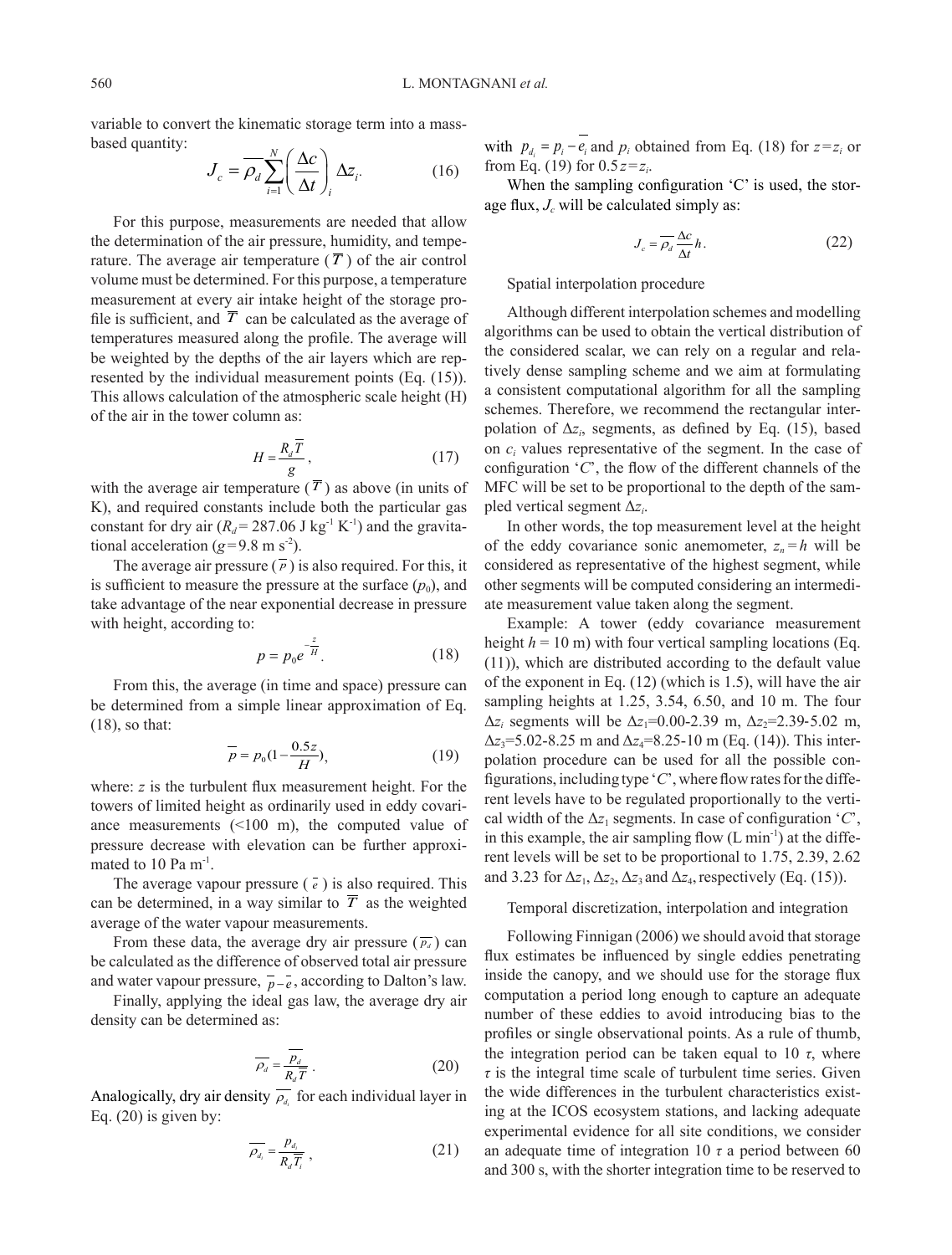variable to convert the kinematic storage term into a mass-based quantity:

$$J_c = \overline{\rho_d} \sum_{i=1}^{N} \left( \frac{\Delta c}{\Delta t} \right)_i \Delta z_i. \tag{16}$$

For this purpose, measurements are needed that allow the determination of the air pressure, humidity, and temperature. The average air temperature ($\overline{T}$) of the air control volume must be determined. For this purpose, a temperature measurement at every air intake height of the storage profile is sufficient, and $\overline{T}$ can be calculated as the average of temperatures measured along the profile. The average will be weighted by the depths of the air layers which are represented by the individual measurement points (Eq. (15)). This allows calculation of the atmospheric scale height (H) of the air in the tower column as:

$$H = \frac{R_d \overline{T}}{g}, \tag{17}$$

with the average air temperature ($\overline{T}$) as above (in units of K), and required constants include both the particular gas constant for dry air ($R_d$ = 287.06 J kg$^{-1}$ K$^{-1}$) and the gravitational acceleration ($g$ = 9.8 m s$^{-2}$).

The average air pressure ($\overline{p}$) is also required. For this, it is sufficient to measure the pressure at the surface ($p_0$), and take advantage of the near exponential decrease in pressure with height, according to:

$$p = p_0 e^{-\frac{z}{H}}. \tag{18}$$

From this, the average (in time and space) pressure can be determined from a simple linear approximation of Eq. (18), so that:

$$\overline{p} = p_0 (1 - \frac{0.5 z}{H}), \tag{19}$$

where: $z$ is the turbulent flux measurement height. For the towers of limited height as ordinarily used in eddy covariance measurements (<100 m), the computed value of pressure decrease with elevation can be further approximated to 10 Pa m$^{-1}$.

The average vapour pressure ($\overline{e}$) is also required. This can be determined, in a way similar to $\overline{T}$ as the weighted average of the water vapour measurements.

From these data, the average dry air pressure ($\overline{p_d}$) can be calculated as the difference of observed total air pressure and water vapour pressure, $\overline{p} - \overline{e}$, according to Dalton's law.

Finally, applying the ideal gas law, the average dry air density can be determined as:

$$\overline{\rho_d} = \frac{\overline{p_d}}{R_d \overline{T}}. \tag{20}$$

Analogically, dry air density $\overline{\rho_{d_i}}$ for each individual layer in Eq. (20) is given by:

$$\overline{\rho_{d_i}} = \frac{p_{d_i}}{R_d \overline{T_i}}, \tag{21}$$

with $p_{d_i} = p_i - \overline{e_i}$ and $p_i$ obtained from Eq. (18) for $z = z_i$ or from Eq. (19) for $0.5z = z_i$.

When the sampling configuration 'C' is used, the storage flux, $J_c$ will be calculated simply as:

$$J_c = \overline{\rho_d} \frac{\Delta c}{\Delta t} h. \tag{22}$$

Spatial interpolation procedure

Although different interpolation schemes and modelling algorithms can be used to obtain the vertical distribution of the considered scalar, we can rely on a regular and relatively dense sampling scheme and we aim at formulating a consistent computational algorithm for all the sampling schemes. Therefore, we recommend the rectangular interpolation of $\Delta z_i$, segments, as defined by Eq. (15), based on $c_i$ values representative of the segment. In the case of configuration '$C$', the flow of the different channels of the MFC will be set to be proportional to the depth of the sampled vertical segment $\Delta z_i$.

In other words, the top measurement level at the height of the eddy covariance sonic anemometer, $z_n = h$ will be considered as representative of the highest segment, while other segments will be computed considering an intermediate measurement value taken along the segment.

Example: A tower (eddy covariance measurement height $h$ = 10 m) with four vertical sampling locations (Eq. (11)), which are distributed according to the default value of the exponent in Eq. (12) (which is 1.5), will have the air sampling heights at 1.25, 3.54, 6.50, and 10 m. The four $\Delta z_i$ segments will be $\Delta z_1$=0.00-2.39 m, $\Delta z_2$=2.39-5.02 m, $\Delta z_3$=5.02-8.25 m and $\Delta z_4$=8.25-10 m (Eq. (14)). This interpolation procedure can be used for all the possible configurations, including type '$C$', where flow rates for the different levels have to be regulated proportionally to the vertical width of the $\Delta z_1$ segments. In case of configuration '$C$', in this example, the air sampling flow (L min$^{-1}$) at the different levels will be set to be proportional to 1.75, 2.39, 2.62 and 3.23 for $\Delta z_1$, $\Delta z_2$, $\Delta z_3$ and $\Delta z_4$, respectively (Eq. (15)).

Temporal discretization, interpolation and integration

Following Finnigan (2006) we should avoid that storage flux estimates be influenced by single eddies penetrating inside the canopy, and we should use for the storage flux computation a period long enough to capture an adequate number of these eddies to avoid introducing bias to the profiles or single observational points. As a rule of thumb, the integration period can be taken equal to 10 $\tau$, where $\tau$ is the integral time scale of turbulent time series. Given the wide differences in the turbulent characteristics existing at the ICOS ecosystem stations, and lacking adequate experimental evidence for all site conditions, we consider an adequate time of integration 10 $\tau$ a period between 60 and 300 s, with the shorter integration time to be reserved to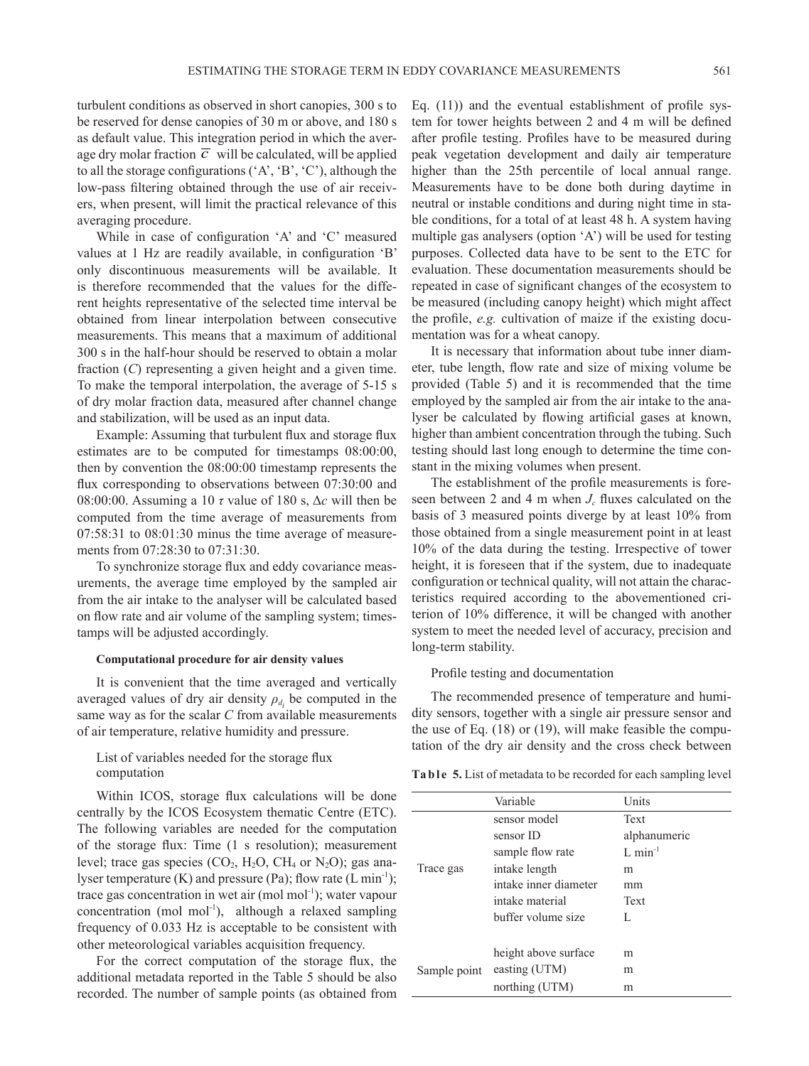turbulent conditions as observed in short canopies, 300 s to be reserved for dense canopies of 30 m or above, and 180 s as default value. This integration period in which the average dry molar fraction $\overline{c}$ will be calculated, will be applied to all the storage configurations ('A', 'B', 'C'), although the low-pass filtering obtained through the use of air receivers, when present, will limit the practical relevance of this averaging procedure.

While in case of configuration 'A' and 'C' measured values at 1 Hz are readily available, in configuration 'B' only discontinuous measurements will be available. It is therefore recommended that the values for the different heights representative of the selected time interval be obtained from linear interpolation between consecutive measurements. This means that a maximum of additional 300 s in the half-hour should be reserved to obtain a molar fraction ($C$) representing a given height and a given time. To make the temporal interpolation, the average of 5-15 s of dry molar fraction data, measured after channel change and stabilization, will be used as an input data.

Example: Assuming that turbulent flux and storage flux estimates are to be computed for timestamps 08:00:00, then by convention the 08:00:00 timestamp represents the flux corresponding to observations between 07:30:00 and 08:00:00. Assuming a 10 $\tau$ value of 180 s, $\Delta c$ will then be computed from the time average of measurements from 07:58:31 to 08:01:30 minus the time average of measurements from 07:28:30 to 07:31:30.

To synchronize storage flux and eddy covariance measurements, the average time employed by the sampled air from the air intake to the analyser will be calculated based on flow rate and air volume of the sampling system; timestamps will be adjusted accordingly.

#### Computational procedure for air density values

It is convenient that the time averaged and vertically averaged values of dry air density $\rho_{d_i}$ be computed in the same way as for the scalar $C$ from available measurements of air temperature, relative humidity and pressure.

#### List of variables needed for the storage flux computation

Within ICOS, storage flux calculations will be done centrally by the ICOS Ecosystem thematic Centre (ETC). The following variables are needed for the computation of the storage flux: Time (1 s resolution); measurement level; trace gas species ($CO_2$, $H_2O$, $CH_4$ or $N_2O$); gas analyser temperature (K) and pressure (Pa); flow rate (L min$^{-1}$); trace gas concentration in wet air (mol mol$^{-1}$); water vapour concentration (mol mol$^{-1}$), although a relaxed sampling frequency of 0.033 Hz is acceptable to be consistent with other meteorological variables acquisition frequency.

For the correct computation of the storage flux, the additional metadata reported in the Table 5 should be also recorded. The number of sample points (as obtained from Eq. (11)) and the eventual establishment of profile system for tower heights between 2 and 4 m will be defined after profile testing. Profiles have to be measured during peak vegetation development and daily air temperature higher than the 25th percentile of local annual range. Measurements have to be done both during daytime in neutral or instable conditions and during night time in stable conditions, for a total of at least 48 h. A system having multiple gas analysers (option 'A') will be used for testing purposes. Collected data have to be sent to the ETC for evaluation. These documentation measurements should be repeated in case of significant changes of the ecosystem to be measured (including canopy height) which might affect the profile, *e.g.* cultivation of maize if the existing documentation was for a wheat canopy.

It is necessary that information about tube inner diameter, tube length, flow rate and size of mixing volume be provided (Table 5) and it is recommended that the time employed by the sampled air from the air intake to the analyser be calculated by flowing artificial gases at known, higher than ambient concentration through the tubing. Such testing should last long enough to determine the time constant in the mixing volumes when present.

The establishment of the profile measurements is foreseen between 2 and 4 m when $J_c$ fluxes calculated on the basis of 3 measured points diverge by at least 10% from those obtained from a single measurement point in at least 10% of the data during the testing. Irrespective of tower height, it is foreseen that if the system, due to inadequate configuration or technical quality, will not attain the characteristics required according to the abovementioned criterion of 10% difference, it will be changed with another system to meet the needed level of accuracy, precision and long-term stability.

#### Profile testing and documentation

The recommended presence of temperature and humidity sensors, together with a single air pressure sensor and the use of Eq. (18) or (19), will make feasible the computation of the dry air density and the cross check between

**Table 5.** List of metadata to be recorded for each sampling level

| | Variable | Units |
|---|---|---|
| Trace gas | sensor model | Text |
| | sensor ID | alphanumeric |
| | sample flow rate | L min$^{-1}$ |
| | intake length | m |
| | intake inner diameter | mm |
| | intake material | Text |
| | buffer volume size | L |
| Sample point | height above surface | m |
| | easting (UTM) | m |
| | northing (UTM) | m |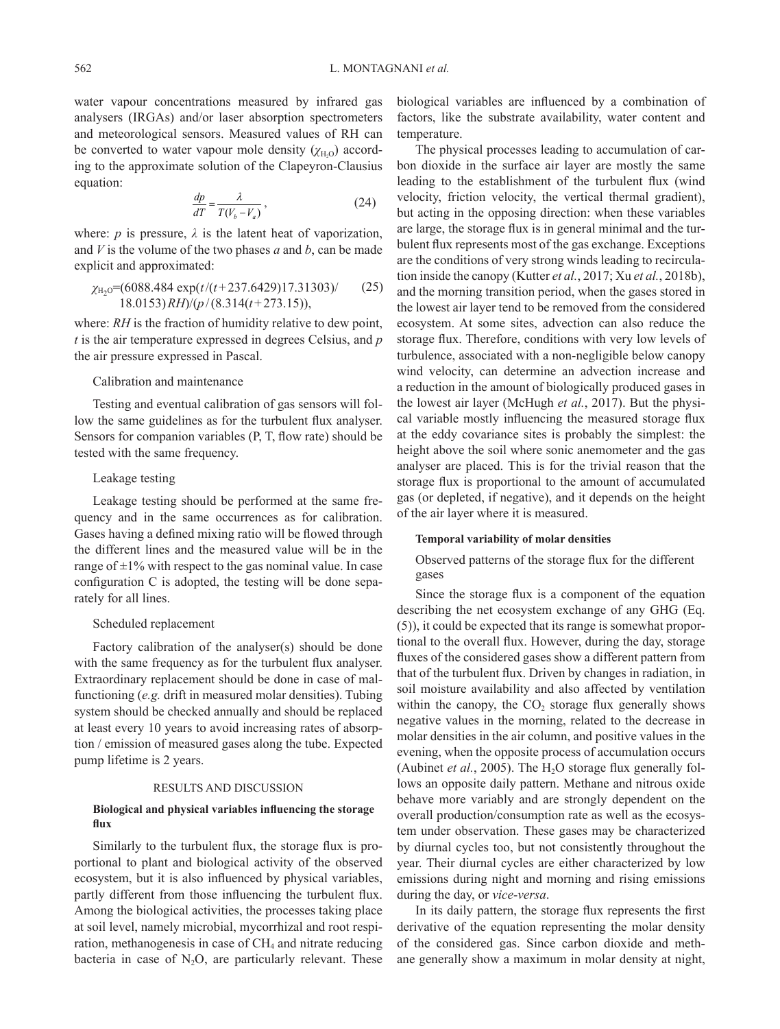water vapour concentrations measured by infrared gas analysers (IRGAs) and/or laser absorption spectrometers and meteorological sensors. Measured values of RH can be converted to water vapour mole density ($\chi_{H_2O}$) according to the approximate solution of the Clapeyron-Clausius equation:

$$\frac{dp}{dT} = \frac{\lambda}{T(V_b - V_a)}, \tag{24}$$

where: $p$ is pressure, $\lambda$ is the latent heat of vaporization, and $V$ is the volume of the two phases $a$ and $b$, can be made explicit and approximated:

$$\chi_{H_2O} = (6088.484 \exp(t/(t+237.6429)17.31303)/18.0153)RH)/(p/(8.314(t+273.15)), \tag{25}$$

where: $RH$ is the fraction of humidity relative to dew point, $t$ is the air temperature expressed in degrees Celsius, and $p$ the air pressure expressed in Pascal.

Calibration and maintenance

Testing and eventual calibration of gas sensors will follow the same guidelines as for the turbulent flux analyser. Sensors for companion variables (P, T, flow rate) should be tested with the same frequency.

Leakage testing

Leakage testing should be performed at the same frequency and in the same occurrences as for calibration. Gases having a defined mixing ratio will be flowed through the different lines and the measured value will be in the range of ±1% with respect to the gas nominal value. In case configuration C is adopted, the testing will be done separately for all lines.

Scheduled replacement

Factory calibration of the analyser(s) should be done with the same frequency as for the turbulent flux analyser. Extraordinary replacement should be done in case of malfunctioning (*e.g.* drift in measured molar densities). Tubing system should be checked annually and should be replaced at least every 10 years to avoid increasing rates of absorption / emission of measured gases along the tube. Expected pump lifetime is 2 years.

## RESULTS AND DISCUSSION

### Biological and physical variables influencing the storage flux

Similarly to the turbulent flux, the storage flux is proportional to plant and biological activity of the observed ecosystem, but it is also influenced by physical variables, partly different from those influencing the turbulent flux. Among the biological activities, the processes taking place at soil level, namely microbial, mycorrhizal and root respiration, methanogenesis in case of $CH_4$ and nitrate reducing bacteria in case of $N_2O$, are particularly relevant. These biological variables are influenced by a combination of factors, like the substrate availability, water content and temperature.

The physical processes leading to accumulation of carbon dioxide in the surface air layer are mostly the same leading to the establishment of the turbulent flux (wind velocity, friction velocity, the vertical thermal gradient), but acting in the opposing direction: when these variables are large, the storage flux is in general minimal and the turbulent flux represents most of the gas exchange. Exceptions are the conditions of very strong winds leading to recirculation inside the canopy (Kutter *et al.*, 2017; Xu *et al.*, 2018b), and the morning transition period, when the gases stored in the lowest air layer tend to be removed from the considered ecosystem. At some sites, advection can also reduce the storage flux. Therefore, conditions with very low levels of turbulence, associated with a non-negligible below canopy wind velocity, can determine an advection increase and a reduction in the amount of biologically produced gases in the lowest air layer (McHugh *et al.*, 2017). But the physical variable mostly influencing the measured storage flux at the eddy covariance sites is probably the simplest: the height above the soil where sonic anemometer and the gas analyser are placed. This is for the trivial reason that the storage flux is proportional to the amount of accumulated gas (or depleted, if negative), and it depends on the height of the air layer where it is measured.

### Temporal variability of molar densities

Observed patterns of the storage flux for the different gases

Since the storage flux is a component of the equation describing the net ecosystem exchange of any GHG (Eq. (5)), it could be expected that its range is somewhat proportional to the overall flux. However, during the day, storage fluxes of the considered gases show a different pattern from that of the turbulent flux. Driven by changes in radiation, in soil moisture availability and also affected by ventilation within the canopy, the $CO_2$ storage flux generally shows negative values in the morning, related to the decrease in molar densities in the air column, and positive values in the evening, when the opposite process of accumulation occurs (Aubinet *et al.*, 2005). The $H_2O$ storage flux generally follows an opposite daily pattern. Methane and nitrous oxide behave more variably and are strongly dependent on the overall production/consumption rate as well as the ecosystem under observation. These gases may be characterized by diurnal cycles too, but not consistently throughout the year. Their diurnal cycles are either characterized by low emissions during night and morning and rising emissions during the day, or *vice-versa*.

In its daily pattern, the storage flux represents the first derivative of the equation representing the molar density of the considered gas. Since carbon dioxide and methane generally show a maximum in molar density at night,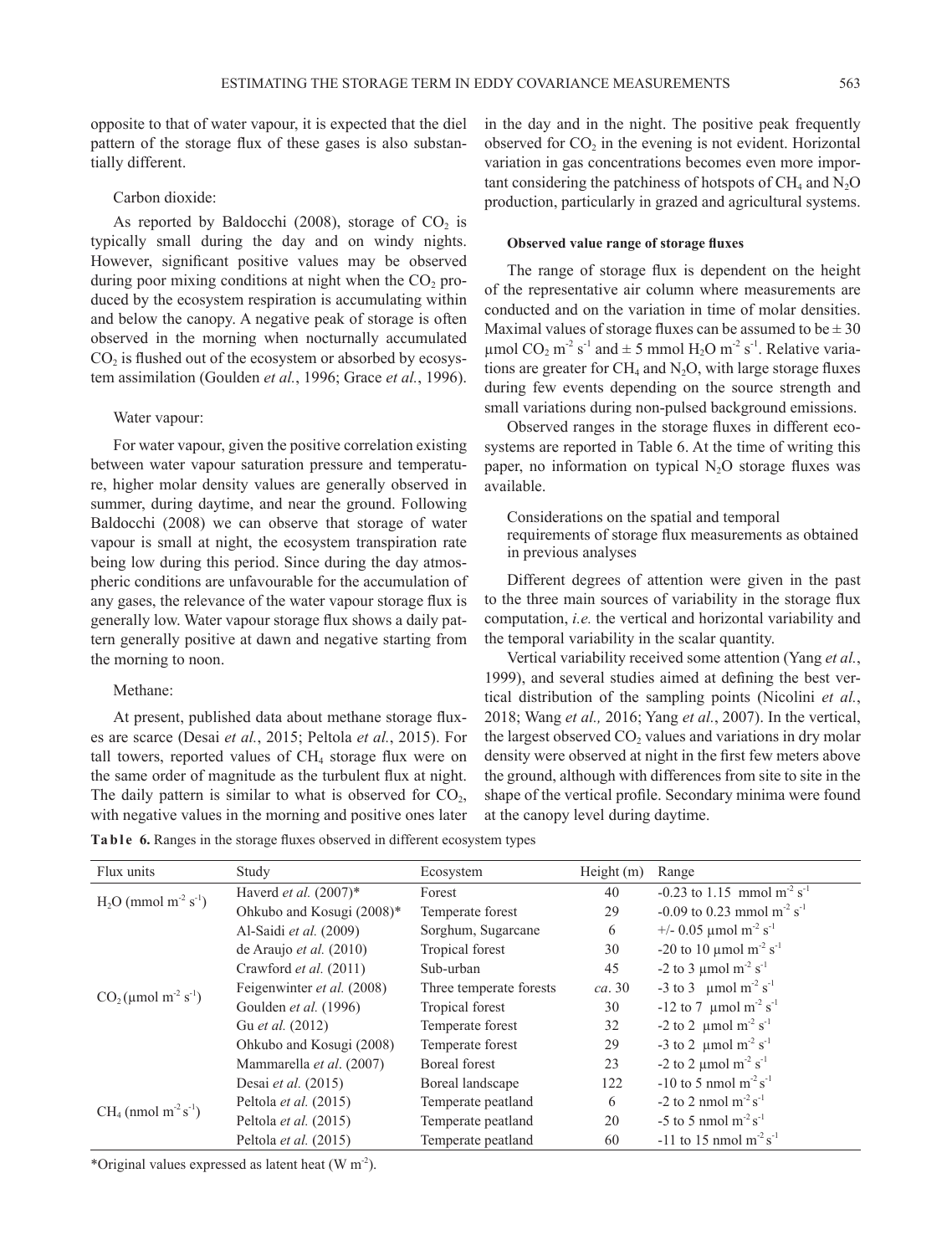opposite to that of water vapour, it is expected that the diel pattern of the storage flux of these gases is also substantially different.

Carbon dioxide:

As reported by Baldocchi (2008), storage of $CO_2$ is typically small during the day and on windy nights. However, significant positive values may be observed during poor mixing conditions at night when the $CO_2$ produced by the ecosystem respiration is accumulating within and below the canopy. A negative peak of storage is often observed in the morning when nocturnally accumulated $CO_2$ is flushed out of the ecosystem or absorbed by ecosystem assimilation (Goulden *et al.*, 1996; Grace *et al.*, 1996).

Water vapour:

For water vapour, given the positive correlation existing between water vapour saturation pressure and temperature, higher molar density values are generally observed in summer, during daytime, and near the ground. Following Baldocchi (2008) we can observe that storage of water vapour is small at night, the ecosystem transpiration rate being low during this period. Since during the day atmospheric conditions are unfavourable for the accumulation of any gases, the relevance of the water vapour storage flux is generally low. Water vapour storage flux shows a daily pattern generally positive at dawn and negative starting from the morning to noon.

Methane:

At present, published data about methane storage fluxes are scarce (Desai *et al.*, 2015; Peltola *et al.*, 2015). For tall towers, reported values of $CH_4$ storage flux were on the same order of magnitude as the turbulent flux at night. The daily pattern is similar to what is observed for $CO_2$, with negative values in the morning and positive ones later in the day and in the night. The positive peak frequently observed for $CO_2$ in the evening is not evident. Horizontal variation in gas concentrations becomes even more important considering the patchiness of hotspots of $CH_4$ and $N_2O$ production, particularly in grazed and agricultural systems.

#### Observed value range of storage fluxes

The range of storage flux is dependent on the height of the representative air column where measurements are conducted and on the variation in time of molar densities. Maximal values of storage fluxes can be assumed to be $\pm 30$ µmol $CO_2$ m$^{-2}$ s$^{-1}$ and $\pm 5$ mmol $H_2O$ m$^{-2}$ s$^{-1}$. Relative variations are greater for $CH_4$ and $N_2O$, with large storage fluxes during few events depending on the source strength and small variations during non-pulsed background emissions.

Observed ranges in the storage fluxes in different ecosystems are reported in Table 6. At the time of writing this paper, no information on typical $N_2O$ storage fluxes was available.

Considerations on the spatial and temporal requirements of storage flux measurements as obtained in previous analyses

Different degrees of attention were given in the past to the three main sources of variability in the storage flux computation, *i.e.* the vertical and horizontal variability and the temporal variability in the scalar quantity.

Vertical variability received some attention (Yang *et al.*, 1999), and several studies aimed at defining the best vertical distribution of the sampling points (Nicolini *et al.*, 2018; Wang *et al.,* 2016; Yang *et al.*, 2007). In the vertical, the largest observed $CO_2$ values and variations in dry molar density were observed at night in the first few meters above the ground, although with differences from site to site in the shape of the vertical profile. Secondary minima were found at the canopy level during daytime.

**Table 6.** Ranges in the storage fluxes observed in different ecosystem types

| Flux units | Study | Ecosystem | Height (m) | Range |
|---|---|---|---|---|
| $H_2O$ (mmol m$^{-2}$ s$^{-1}$) | Haverd *et al.* (2007)* | Forest | 40 | -0.23 to 1.15 mmol m$^{-2}$ s$^{-1}$ |
| | Ohkubo and Kosugi (2008)* | Temperate forest | 29 | -0.09 to 0.23 mmol m$^{-2}$ s$^{-1}$ |
| $CO_2$ (µmol m$^{-2}$ s$^{-1}$) | Al-Saidi *et al.* (2009) | Sorghum, Sugarcane | 6 | +/- 0.05 µmol m$^{-2}$ s$^{-1}$ |
| | de Araujo *et al.* (2010) | Tropical forest | 30 | -20 to 10 µmol m$^{-2}$ s$^{-1}$ |
| | Crawford *et al.* (2011) | Sub-urban | 45 | -2 to 3 µmol m$^{-2}$ s$^{-1}$ |
| | Feigenwinter *et al.* (2008) | Three temperate forests | *ca.* 30 | -3 to 3 µmol m$^{-2}$ s$^{-1}$ |
| | Goulden *et al.* (1996) | Tropical forest | 30 | -12 to 7 µmol m$^{-2}$ s$^{-1}$ |
| | Gu *et al.* (2012) | Temperate forest | 32 | -2 to 2 µmol m$^{-2}$ s$^{-1}$ |
| | Ohkubo and Kosugi (2008) | Temperate forest | 29 | -3 to 2 µmol m$^{-2}$ s$^{-1}$ |
| | Mammarella *et al*. (2007) | Boreal forest | 23 | -2 to 2 µmol m$^{-2}$ s$^{-1}$ |
| $CH_4$ (nmol m$^{-2}$ s$^{-1}$) | Desai *et al.* (2015) | Boreal landscape | 122 | -10 to 5 nmol m$^{-2}$ s$^{-1}$ |
| | Peltola *et al.* (2015) | Temperate peatland | 6 | -2 to 2 nmol m$^{-2}$ s$^{-1}$ |
| | Peltola *et al.* (2015) | Temperate peatland | 20 | -5 to 5 nmol m$^{-2}$ s$^{-1}$ |
| | Peltola *et al.* (2015) | Temperate peatland | 60 | -11 to 15 nmol m$^{-2}$ s$^{-1}$ |

*Original values expressed as latent heat (W m$^{-2}$).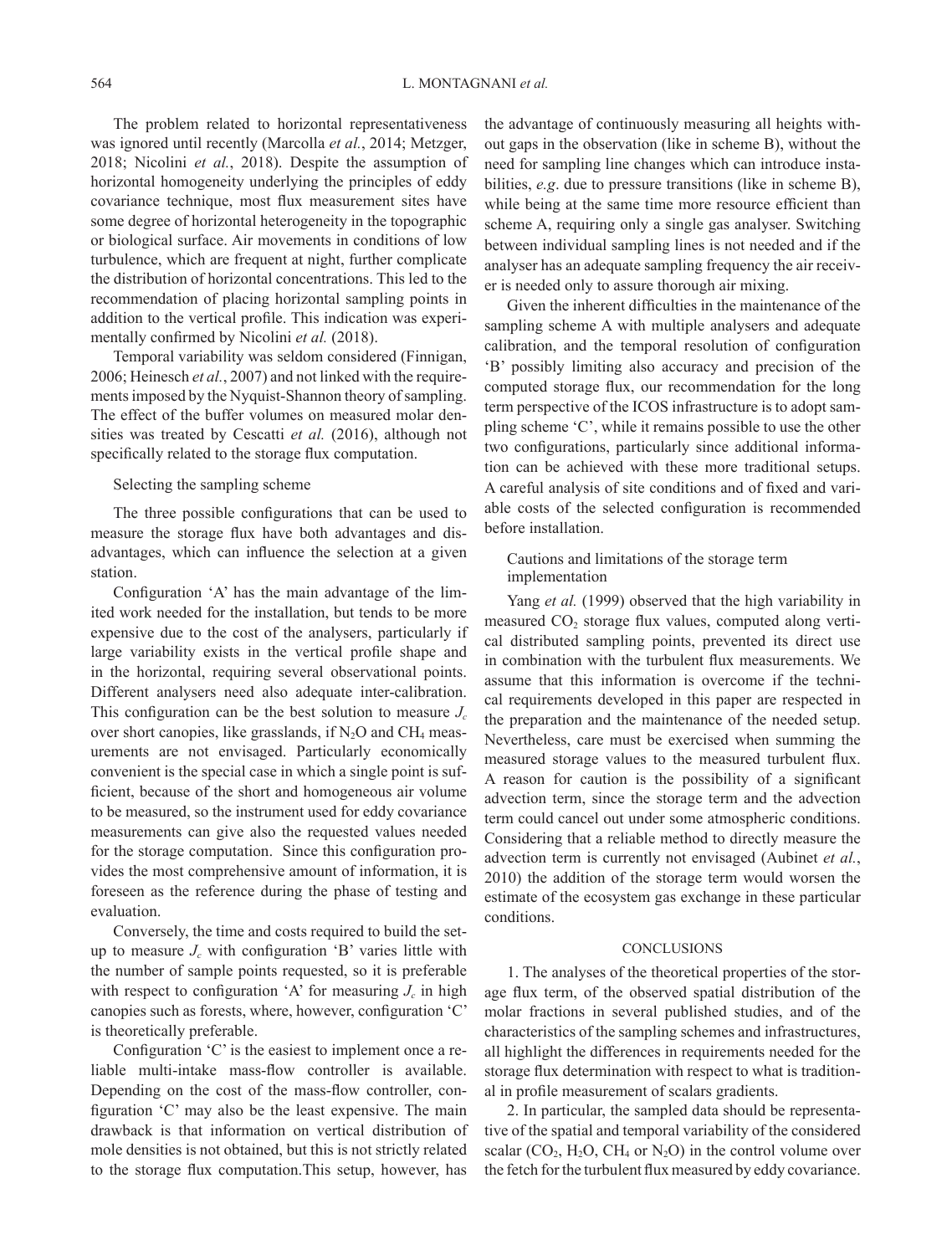The problem related to horizontal representativeness was ignored until recently (Marcolla *et al.*, 2014; Metzger, 2018; Nicolini *et al.*, 2018). Despite the assumption of horizontal homogeneity underlying the principles of eddy covariance technique, most flux measurement sites have some degree of horizontal heterogeneity in the topographic or biological surface. Air movements in conditions of low turbulence, which are frequent at night, further complicate the distribution of horizontal concentrations. This led to the recommendation of placing horizontal sampling points in addition to the vertical profile. This indication was experimentally confirmed by Nicolini *et al.* (2018).

Temporal variability was seldom considered (Finnigan, 2006; Heinesch *et al.*, 2007) and not linked with the requirements imposed by the Nyquist-Shannon theory of sampling. The effect of the buffer volumes on measured molar densities was treated by Cescatti *et al.* (2016), although not specifically related to the storage flux computation.

## Selecting the sampling scheme

The three possible configurations that can be used to measure the storage flux have both advantages and disadvantages, which can influence the selection at a given station.

Configuration 'A' has the main advantage of the limited work needed for the installation, but tends to be more expensive due to the cost of the analysers, particularly if large variability exists in the vertical profile shape and in the horizontal, requiring several observational points. Different analysers need also adequate inter-calibration. This configuration can be the best solution to measure $J_c$ over short canopies, like grasslands, if $N_2O$ and $CH_4$ measurements are not envisaged. Particularly economically convenient is the special case in which a single point is sufficient, because of the short and homogeneous air volume to be measured, so the instrument used for eddy covariance measurements can give also the requested values needed for the storage computation. Since this configuration provides the most comprehensive amount of information, it is foreseen as the reference during the phase of testing and evaluation.

Conversely, the time and costs required to build the setup to measure $J_c$ with configuration 'B' varies little with the number of sample points requested, so it is preferable with respect to configuration 'A' for measuring $J_c$ in high canopies such as forests, where, however, configuration 'C' is theoretically preferable.

Configuration 'C' is the easiest to implement once a reliable multi-intake mass-flow controller is available. Depending on the cost of the mass-flow controller, configuration 'C' may also be the least expensive. The main drawback is that information on vertical distribution of mole densities is not obtained, but this is not strictly related to the storage flux computation.This setup, however, has the advantage of continuously measuring all heights without gaps in the observation (like in scheme B), without the need for sampling line changes which can introduce instabilities, *e.g*. due to pressure transitions (like in scheme B), while being at the same time more resource efficient than scheme A, requiring only a single gas analyser. Switching between individual sampling lines is not needed and if the analyser has an adequate sampling frequency the air receiver is needed only to assure thorough air mixing.

Given the inherent difficulties in the maintenance of the sampling scheme A with multiple analysers and adequate calibration, and the temporal resolution of configuration 'B' possibly limiting also accuracy and precision of the computed storage flux, our recommendation for the long term perspective of the ICOS infrastructure is to adopt sampling scheme 'C', while it remains possible to use the other two configurations, particularly since additional information can be achieved with these more traditional setups. A careful analysis of site conditions and of fixed and variable costs of the selected configuration is recommended before installation.

## Cautions and limitations of the storage term implementation

Yang *et al.* (1999) observed that the high variability in measured $CO_2$ storage flux values, computed along vertical distributed sampling points, prevented its direct use in combination with the turbulent flux measurements. We assume that this information is overcome if the technical requirements developed in this paper are respected in the preparation and the maintenance of the needed setup. Nevertheless, care must be exercised when summing the measured storage values to the measured turbulent flux. A reason for caution is the possibility of a significant advection term, since the storage term and the advection term could cancel out under some atmospheric conditions. Considering that a reliable method to directly measure the advection term is currently not envisaged (Aubinet *et al.*, 2010) the addition of the storage term would worsen the estimate of the ecosystem gas exchange in these particular conditions.

## CONCLUSIONS

1. The analyses of the theoretical properties of the storage flux term, of the observed spatial distribution of the molar fractions in several published studies, and of the characteristics of the sampling schemes and infrastructures, all highlight the differences in requirements needed for the storage flux determination with respect to what is traditional in profile measurement of scalars gradients.

2. In particular, the sampled data should be representative of the spatial and temporal variability of the considered scalar ($CO_2$, $H_2O$, $CH_4$ or $N_2O$) in the control volume over the fetch for the turbulent flux measured by eddy covariance.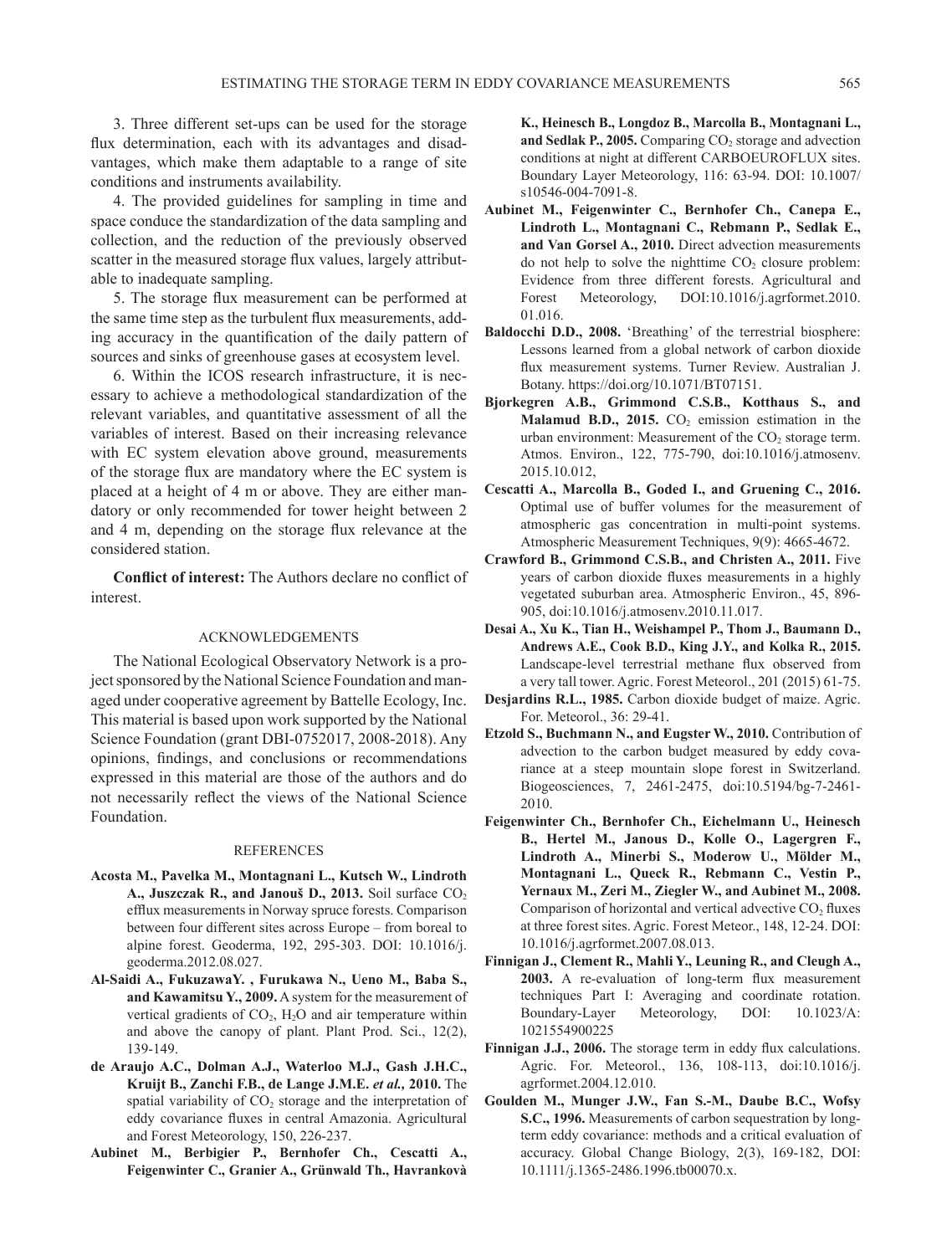3. Three different set-ups can be used for the storage flux determination, each with its advantages and disadvantages, which make them adaptable to a range of site conditions and instruments availability.

4. The provided guidelines for sampling in time and space conduce the standardization of the data sampling and collection, and the reduction of the previously observed scatter in the measured storage flux values, largely attributable to inadequate sampling.

5. The storage flux measurement can be performed at the same time step as the turbulent flux measurements, adding accuracy in the quantification of the daily pattern of sources and sinks of greenhouse gases at ecosystem level.

6. Within the ICOS research infrastructure, it is necessary to achieve a methodological standardization of the relevant variables, and quantitative assessment of all the variables of interest. Based on their increasing relevance with EC system elevation above ground, measurements of the storage flux are mandatory where the EC system is placed at a height of 4 m or above. They are either mandatory or only recommended for tower height between 2 and 4 m, depending on the storage flux relevance at the considered station.

**Conflict of interest:** The Authors declare no conflict of interest.

## ACKNOWLEDGEMENTS

The National Ecological Observatory Network is a project sponsored by the National Science Foundation and managed under cooperative agreement by Battelle Ecology, Inc. This material is based upon work supported by the National Science Foundation (grant DBI-0752017, 2008-2018). Any opinions, findings, and conclusions or recommendations expressed in this material are those of the authors and do not necessarily reflect the views of the National Science Foundation.

## REFERENCES

**Acosta M., Pavelka M., Montagnani L., Kutsch W., Lindroth A., Juszczak R., and Janouš D., 2013.** Soil surface $CO_2$ efflux measurements in Norway spruce forests. Comparison between four different sites across Europe – from boreal to alpine forest. Geoderma, 192, 295-303. DOI: 10.1016/j.geoderma.2012.08.027.

**Al-Saidi A., FukuzawaY. , Furukawa N., Ueno M., Baba S., and Kawamitsu Y., 2009.** A system for the measurement of vertical gradients of $CO_2$, $H_2O$ and air temperature within and above the canopy of plant. Plant Prod. Sci., 12(2), 139-149.

**de Araujo A.C., Dolman A.J., Waterloo M.J., Gash J.H.C., Kruijt B., Zanchi F.B., de Lange J.M.E. *et al.,* 2010.** The spatial variability of $CO_2$ storage and the interpretation of eddy covariance fluxes in central Amazonia. Agricultural and Forest Meteorology, 150, 226-237.

**Aubinet M., Berbigier P., Bernhofer Ch., Cescatti A., Feigenwinter C., Granier A., Grünwald Th., Havrankovà K., Heinesch B., Longdoz B., Marcolla B., Montagnani L., and Sedlak P., 2005.** Comparing $CO_2$ storage and advection conditions at night at different CARBOEUROFLUX sites. Boundary Layer Meteorology, 116: 63-94. DOI: 10.1007/s10546-004-7091-8.

**Aubinet M., Feigenwinter C., Bernhofer Ch., Canepa E., Lindroth L., Montagnani C., Rebmann P., Sedlak E., and Van Gorsel A., 2010.** Direct advection measurements do not help to solve the nighttime $CO_2$ closure problem: Evidence from three different forests. Agricultural and Forest Meteorology, DOI:10.1016/j.agrformet.2010.01.016.

**Baldocchi D.D., 2008.** 'Breathing' of the terrestrial biosphere: Lessons learned from a global network of carbon dioxide flux measurement systems. Turner Review. Australian J. Botany. https://doi.org/10.1071/BT07151.

**Bjorkegren A.B., Grimmond C.S.B., Kotthaus S., and Malamud B.D., 2015.** $CO_2$ emission estimation in the urban environment: Measurement of the $CO_2$ storage term. Atmos. Environ., 122, 775-790, doi:10.1016/j.atmosenv.2015.10.012,

**Cescatti A., Marcolla B., Goded I., and Gruening C., 2016.** Optimal use of buffer volumes for the measurement of atmospheric gas concentration in multi-point systems. Atmospheric Measurement Techniques, 9(9): 4665-4672.

**Crawford B., Grimmond C.S.B., and Christen A., 2011.** Five years of carbon dioxide fluxes measurements in a highly vegetated suburban area. Atmospheric Environ., 45, 896-905, doi:10.1016/j.atmosenv.2010.11.017.

**Desai A., Xu K., Tian H., Weishampel P., Thom J., Baumann D., Andrews A.E., Cook B.D., King J.Y., and Kolka R., 2015.** Landscape-level terrestrial methane flux observed from a very tall tower. Agric. Forest Meteorol., 201 (2015) 61-75.

**Desjardins R.L., 1985.** Carbon dioxide budget of maize. Agric. For. Meteorol., 36: 29-41.

**Etzold S., Buchmann N., and Eugster W., 2010.** Contribution of advection to the carbon budget measured by eddy covariance at a steep mountain slope forest in Switzerland. Biogeosciences, 7, 2461-2475, doi:10.5194/bg-7-2461-2010.

**Feigenwinter Ch., Bernhofer Ch., Eichelmann U., Heinesch B., Hertel M., Janous D., Kolle O., Lagergren F., Lindroth A., Minerbi S., Moderow U., Mölder M., Montagnani L., Queck R., Rebmann C., Vestin P., Yernaux M., Zeri M., Ziegler W., and Aubinet M., 2008.** Comparison of horizontal and vertical advective $CO_2$ fluxes at three forest sites. Agric. Forest Meteor., 148, 12-24. DOI: 10.1016/j.agrformet.2007.08.013.

**Finnigan J., Clement R., Mahli Y., Leuning R., and Cleugh A., 2003.** A re-evaluation of long-term flux measurement techniques Part I: Averaging and coordinate rotation. Boundary-Layer Meteorology, DOI: 10.1023/A:1021554900225

**Finnigan J.J., 2006.** The storage term in eddy flux calculations. Agric. For. Meteorol., 136, 108-113, doi:10.1016/j.agrformet.2004.12.010.

**Goulden M., Munger J.W., Fan S.-M., Daube B.C., Wofsy S.C., 1996.** Measurements of carbon sequestration by long-term eddy covariance: methods and a critical evaluation of accuracy. Global Change Biology, 2(3), 169-182, DOI: 10.1111/j.1365-2486.1996.tb00070.x.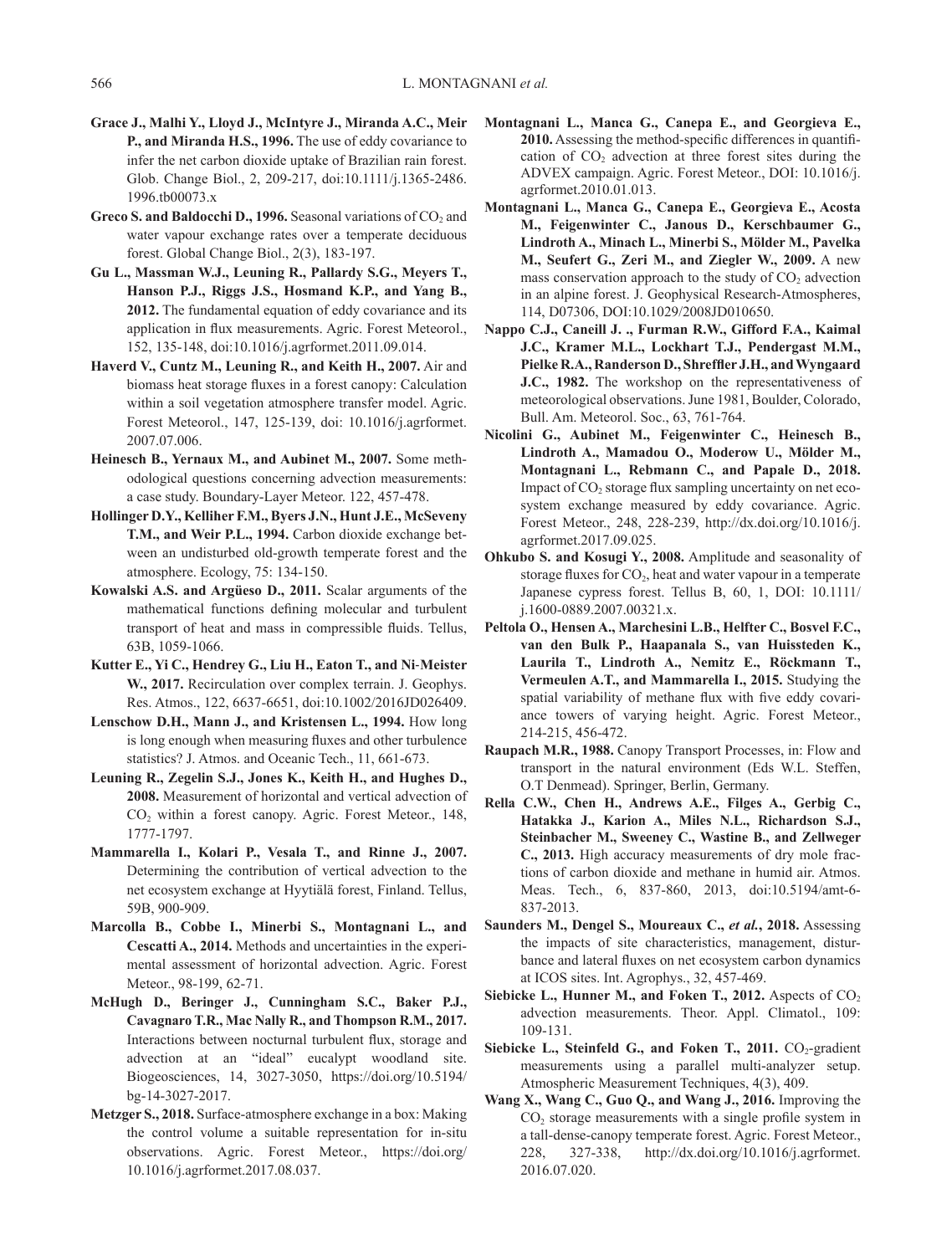**Grace J., Malhi Y., Lloyd J., McIntyre J., Miranda A.C., Meir P., and Miranda H.S., 1996.** The use of eddy covariance to infer the net carbon dioxide uptake of Brazilian rain forest. Glob. Change Biol., 2, 209-217, doi:10.1111/j.1365-2486.1996.tb00073.x

**Greco S. and Baldocchi D., 1996.** Seasonal variations of $CO_2$ and water vapour exchange rates over a temperate deciduous forest. Global Change Biol., 2(3), 183-197.

**Gu L., Massman W.J., Leuning R., Pallardy S.G., Meyers T., Hanson P.J., Riggs J.S., Hosmand K.P., and Yang B., 2012.** The fundamental equation of eddy covariance and its application in flux measurements. Agric. Forest Meteorol., 152, 135-148, doi:10.1016/j.agrformet.2011.09.014.

**Haverd V., Cuntz M., Leuning R., and Keith H., 2007.** Air and biomass heat storage fluxes in a forest canopy: Calculation within a soil vegetation atmosphere transfer model. Agric. Forest Meteorol., 147, 125-139, doi: 10.1016/j.agrformet.2007.07.006.

**Heinesch B., Yernaux M., and Aubinet M., 2007.** Some methodological questions concerning advection measurements: a case study. Boundary-Layer Meteor. 122, 457-478.

**Hollinger D.Y., Kelliher F.M., Byers J.N., Hunt J.E., McSeveny T.M., and Weir P.L., 1994.** Carbon dioxide exchange between an undisturbed old-growth temperate forest and the atmosphere. Ecology, 75: 134-150.

**Kowalski A.S. and Argüeso D., 2011.** Scalar arguments of the mathematical functions defining molecular and turbulent transport of heat and mass in compressible fluids. Tellus, 63B, 1059-1066.

**Kutter E., Yi C., Hendrey G., Liu H., Eaton T., and Ni-Meister W., 2017.** Recirculation over complex terrain. J. Geophys. Res. Atmos., 122, 6637-6651, doi:10.1002/2016JD026409.

**Lenschow D.H., Mann J., and Kristensen L., 1994.** How long is long enough when measuring fluxes and other turbulence statistics? J. Atmos. and Oceanic Tech., 11, 661-673.

**Leuning R., Zegelin S.J., Jones K., Keith H., and Hughes D., 2008.** Measurement of horizontal and vertical advection of $CO_2$ within a forest canopy. Agric. Forest Meteor., 148, 1777-1797.

**Mammarella I., Kolari P., Vesala T., and Rinne J., 2007.** Determining the contribution of vertical advection to the net ecosystem exchange at Hyytiälä forest, Finland. Tellus, 59B, 900-909.

**Marcolla B., Cobbe I., Minerbi S., Montagnani L., and Cescatti A., 2014.** Methods and uncertainties in the experimental assessment of horizontal advection. Agric. Forest Meteor., 98-199, 62-71.

**McHugh D., Beringer J., Cunningham S.C., Baker P.J., Cavagnaro T.R., Mac Nally R., and Thompson R.M., 2017.** Interactions between nocturnal turbulent flux, storage and advection at an "ideal" eucalypt woodland site. Biogeosciences, 14, 3027-3050, https://doi.org/10.5194/bg-14-3027-2017.

**Metzger S., 2018.** Surface-atmosphere exchange in a box: Making the control volume a suitable representation for in-situ observations. Agric. Forest Meteor., https://doi.org/10.1016/j.agrformet.2017.08.037.

**Montagnani L., Manca G., Canepa E., and Georgieva E., 2010.** Assessing the method-specific differences in quantification of $CO_2$ advection at three forest sites during the ADVEX campaign. Agric. Forest Meteor., DOI: 10.1016/j.agrformet.2010.01.013.

**Montagnani L., Manca G., Canepa E., Georgieva E., Acosta M., Feigenwinter C., Janous D., Kerschbaumer G., Lindroth A., Minach L., Minerbi S., Mölder M., Pavelka M., Seufert G., Zeri M., and Ziegler W., 2009.** A new mass conservation approach to the study of $CO_2$ advection in an alpine forest. J. Geophysical Research-Atmospheres, 114, D07306, DOI:10.1029/2008JD010650.

**Nappo C.J., Caneill J. ., Furman R.W., Gifford F.A., Kaimal J.C., Kramer M.L., Lockhart T.J., Pendergast M.M., Pielke R.A., Randerson D., Shreffler J.H., and Wyngaard J.C., 1982.** The workshop on the representativeness of meteorological observations. June 1981, Boulder, Colorado, Bull. Am. Meteorol. Soc., 63, 761-764.

**Nicolini G., Aubinet M., Feigenwinter C., Heinesch B., Lindroth A., Mamadou O., Moderow U., Mölder M., Montagnani L., Rebmann C., and Papale D., 2018.** Impact of $CO_2$ storage flux sampling uncertainty on net ecosystem exchange measured by eddy covariance. Agric. Forest Meteor., 248, 228-239, http://dx.doi.org/10.1016/j.agrformet.2017.09.025.

**Ohkubo S. and Kosugi Y., 2008.** Amplitude and seasonality of storage fluxes for $CO_2$, heat and water vapour in a temperate Japanese cypress forest. Tellus B, 60, 1, DOI: 10.1111/j.1600-0889.2007.00321.x.

**Peltola O., Hensen A., Marchesini L.B., Helfter C., Bosvel F.C., van den Bulk P., Haapanala S., van Huissteden K., Laurila T., Lindroth A., Nemitz E., Röckmann T., Vermeulen A.T., and Mammarella I., 2015.** Studying the spatial variability of methane flux with five eddy covariance towers of varying height. Agric. Forest Meteor., 214-215, 456-472.

**Raupach M.R., 1988.** Canopy Transport Processes, in: Flow and transport in the natural environment (Eds W.L. Steffen, O.T Denmead). Springer, Berlin, Germany.

**Rella C.W., Chen H., Andrews A.E., Filges A., Gerbig C., Hatakka J., Karion A., Miles N.L., Richardson S.J., Steinbacher M., Sweeney C., Wastine B., and Zellweger C., 2013.** High accuracy measurements of dry mole fractions of carbon dioxide and methane in humid air. Atmos. Meas. Tech., 6, 837-860, 2013, doi:10.5194/amt-6-837-2013.

**Saunders M., Dengel S., Moureaux C., *et al.*, 2018.** Assessing the impacts of site characteristics, management, disturbance and lateral fluxes on net ecosystem carbon dynamics at ICOS sites. Int. Agrophys., 32, 457-469.

**Siebicke L., Hunner M., and Foken T., 2012.** Aspects of $CO_2$ advection measurements. Theor. Appl. Climatol., 109: 109-131.

**Siebicke L., Steinfeld G., and Foken T., 2011.** $CO_2$-gradient measurements using a parallel multi-analyzer setup. Atmospheric Measurement Techniques, 4(3), 409.

**Wang X., Wang C., Guo Q., and Wang J., 2016.** Improving the $CO_2$ storage measurements with a single profile system in a tall-dense-canopy temperate forest. Agric. Forest Meteor., 228, 327-338, http://dx.doi.org/10.1016/j.agrformet.2016.07.020.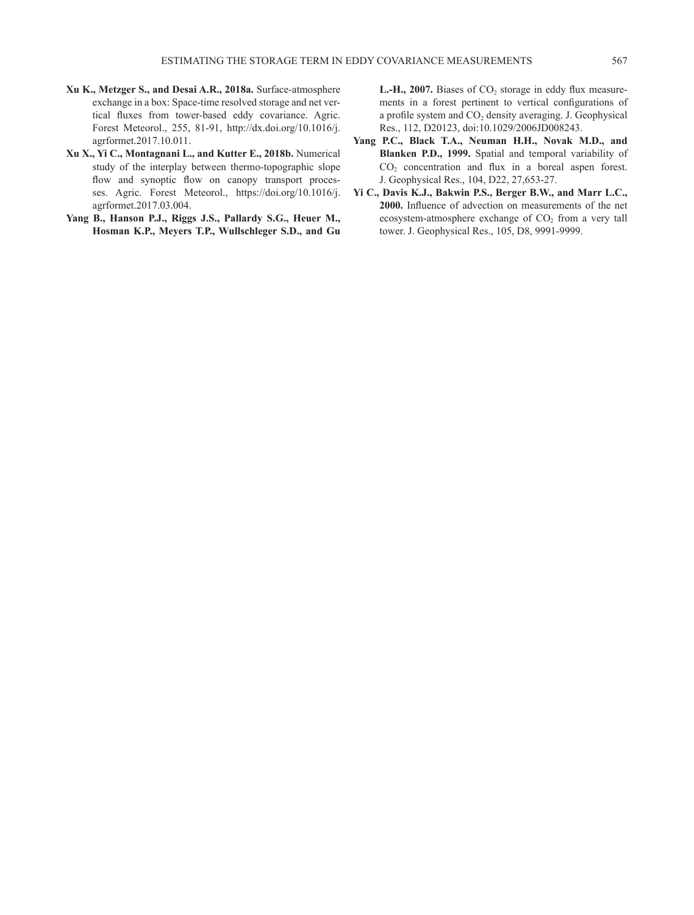**Xu K., Metzger S., and Desai A.R., 2018a.** Surface-atmosphere exchange in a box: Space-time resolved storage and net vertical fluxes from tower-based eddy covariance. Agric. Forest Meteorol., 255, 81-91, http://dx.doi.org/10.1016/j.agrformet.2017.10.011.

**Xu X., Yi C., Montagnani L., and Kutter E., 2018b.** Numerical study of the interplay between thermo-topographic slope flow and synoptic flow on canopy transport processes. Agric. Forest Meteorol., https://doi.org/10.1016/j.agrformet.2017.03.004.

**Yang B., Hanson P.J., Riggs J.S., Pallardy S.G., Heuer M., Hosman K.P., Meyers T.P., Wullschleger S.D., and Gu L.-H., 2007.** Biases of $CO_2$ storage in eddy flux measurements in a forest pertinent to vertical configurations of a profile system and $CO_2$ density averaging. J. Geophysical Res., 112, D20123, doi:10.1029/2006JD008243.

**Yang P.C., Black T.A., Neuman H.H., Novak M.D., and Blanken P.D., 1999.** Spatial and temporal variability of $CO_2$ concentration and flux in a boreal aspen forest. J. Geophysical Res., 104, D22, 27,653-27.

**Yi C., Davis K.J., Bakwin P.S., Berger B.W., and Marr L.C., 2000.** Influence of advection on measurements of the net ecosystem-atmosphere exchange of $CO_2$ from a very tall tower. J. Geophysical Res., 105, D8, 9991-9999.